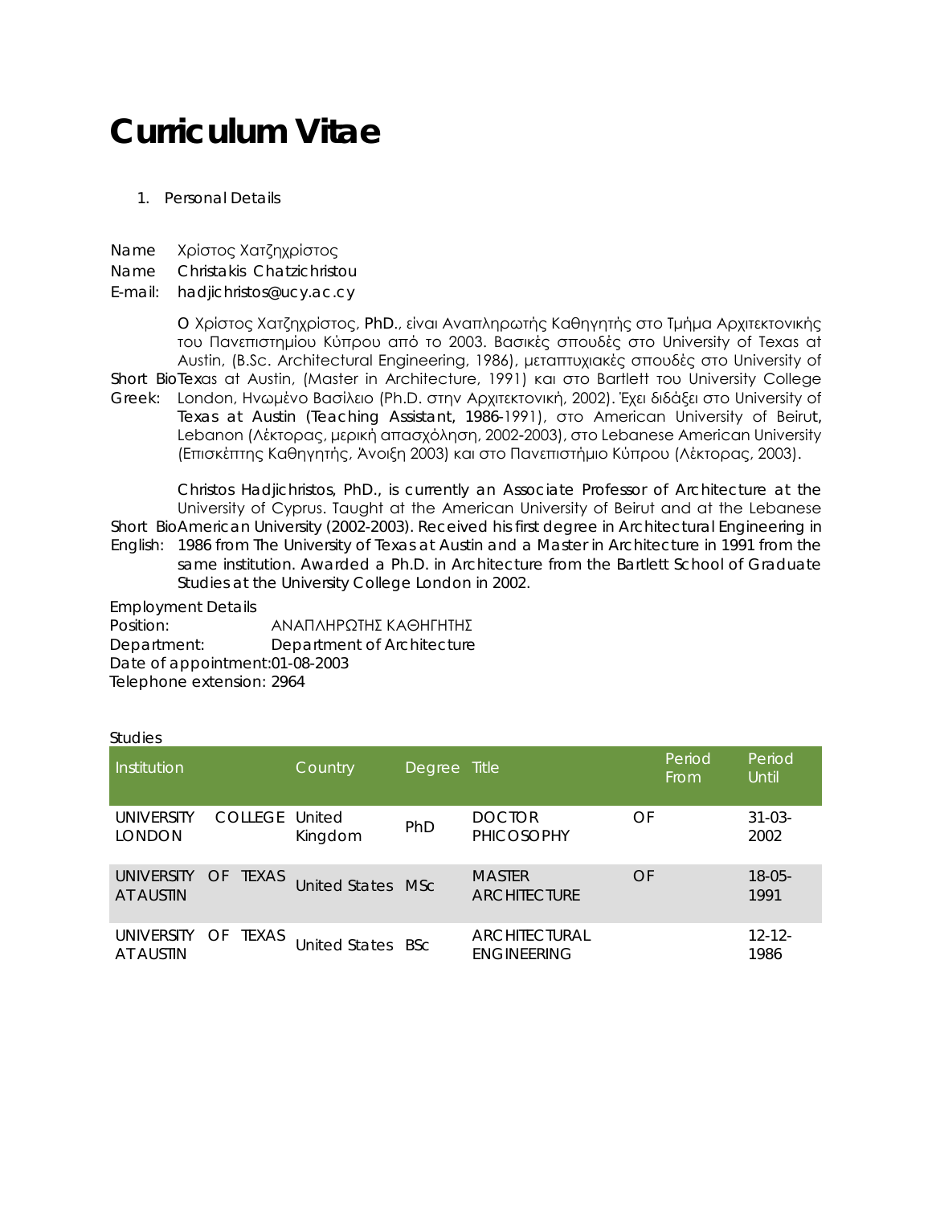# Curriculum Vitae

1. Personal Details

Name Χρίστος Χατζηχρίστος

Name Christakis Chatzichristou

E-mail: hadjichristos@ucy.ac.cy

Short Bio Greek: Ο Χρίστος Χατζηχρίστος, PhD., είναι Αναπληρωτής Καθηγητής στο Τμήμα Αρχιτεκτονικής του Πανεπιστημίου Κύπρου από το 2003. Βασικές σπουδές στο University of Texas at Austin, (B.Sc. Architectural Engineering, 1986), μεταπτυχιακές σπουδές στο University of Texas at Austin, (Master in Architecture, 1991) και στο Bartlett του University College London, Ηνωμένο Βασίλειο (Ph.D. στην Αρχιτεκτονική, 2002). Έχει διδάξει στο University of Texas at Austin (Teaching Assistant, 1986-1991), στο American University of Beirut, Lebanon (Λέκτορας, μερική απασχόληση, 2002-2003), στο Lebanese American University (Επισκέπτης Καθηγητής, Άνοιξη 2003) και στο Πανεπιστήμιο Κύπρου (Λέκτορας, 2003).

Short Bio English: Christos Hadjichristos, PhD., is currently an Associate Professor of Architecture at the University of Cyprus. Taught at the American University of Beirut and at the Lebanese American University (2002-2003). Received his first degree in Architectural Engineering in 1986 from The University of Texas at Austin and a Master in Architecture in 1991 from the same institution. Awarded a Ph.D. in Architecture from the Bartlett School of Graduate Studies at the University College London in 2002.

Employment Details

Position: ΑΝΑΠΛΗΡΩΤΗΣ ΚΑΘΗΓΗΤΗΣ

Department: Department of Architecture

Date of appointment:01-08-2003

Telephone extension: 2964

Studies

| Institution | Country | Degree | Title | Period From | Period Until |
|---|---|---|---|---|---|
| UNIVERSITY COLLEGE LONDON | United Kingdom | PhD | DOCTOR OF PHICOSOPHY | | 31-03-2002 |
| UNIVERSITY OF TEXAS AT AUSTIN | United States | MSc | MASTER OF ARCHITECTURE | | 18-05-1991 |
| UNIVERSITY OF TEXAS AT AUSTIN | United States | BSc | ARCHITECTURAL ENGINEERING | | 12-12-1986 |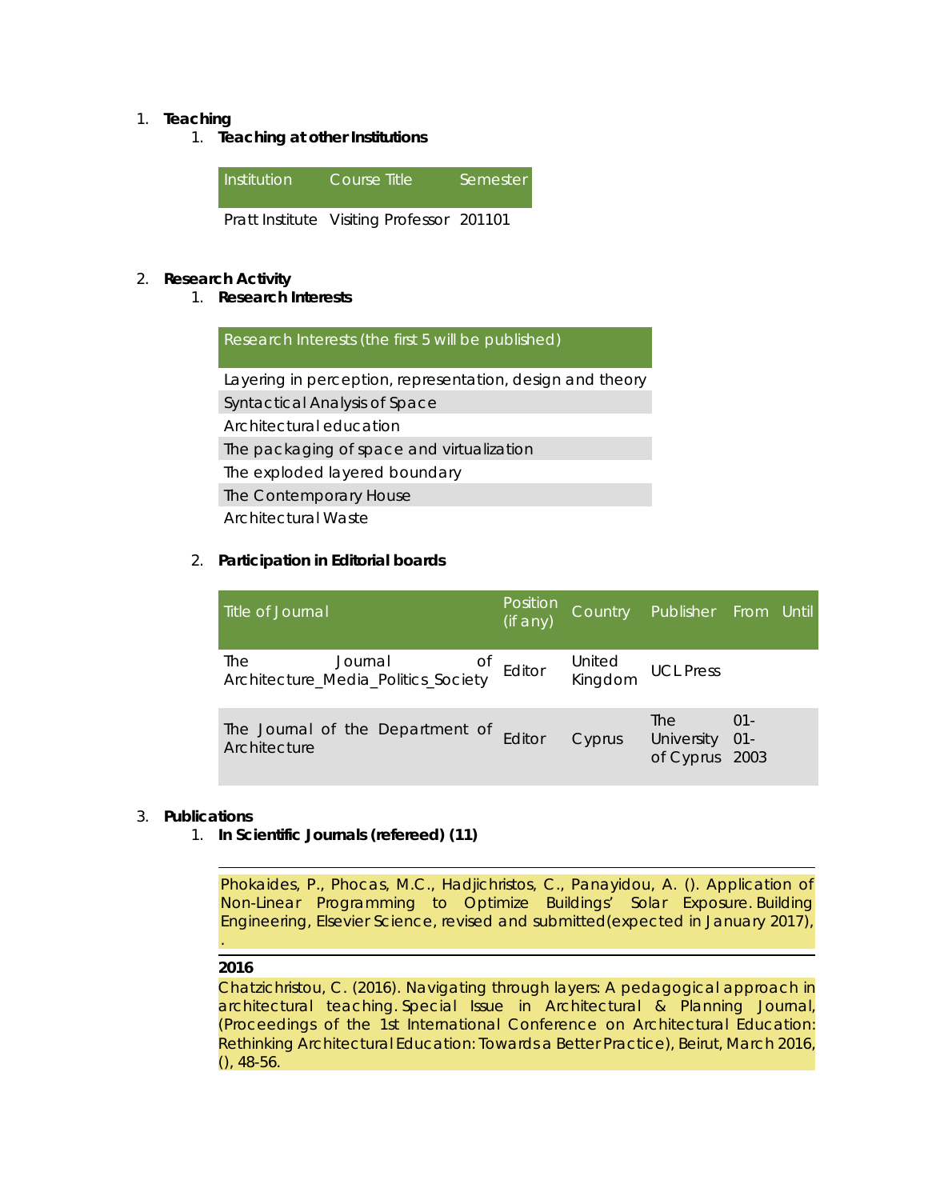1. **Teaching**
    1. **Teaching at other Institutions**

| Institution | Course Title | Semester |
|---|---|---|
| Pratt Institute | Visiting Professor | 201101 |

2. **Research Activity**
    1. **Research Interests**

| Research Interests (the first 5 will be published) |
|---|
| Layering in perception, representation, design and theory |
| Syntactical Analysis of Space |
| Architectural education |
| The packaging of space and virtualization |
| The exploded layered boundary |
| The Contemporary House |
| Architectural Waste |

    2. **Participation in Editorial boards**

| Title of Journal | Position (if any) | Country | Publisher | From | Until |
|---|---|---|---|---|---|
| The Journal of Architecture_Media_Politics_Society | Editor | United Kingdom | UCL Press | | |
| The Journal of the Department of Architecture | Editor | Cyprus | The University of Cyprus | 01-01-2003 | |

3. **Publications**
    1. **In Scientific Journals (refereed) (11)**

Phokaides, P., Phocas, M.C., Hadjichristos, C., Panayidou, A. (). Application of Non-Linear Programming to Optimize Buildings' Solar Exposure. Building Engineering, Elsevier Science, revised and submitted(expected in January 2017), .

**2016**

Chatzichristou, C. (2016). Navigating through layers: A pedagogical approach in architectural teaching. Special Issue in Architectural & Planning Journal, (Proceedings of the 1st International Conference on Architectural Education: Rethinking Architectural Education: Towards a Better Practice), Beirut, March 2016, (), 48-56.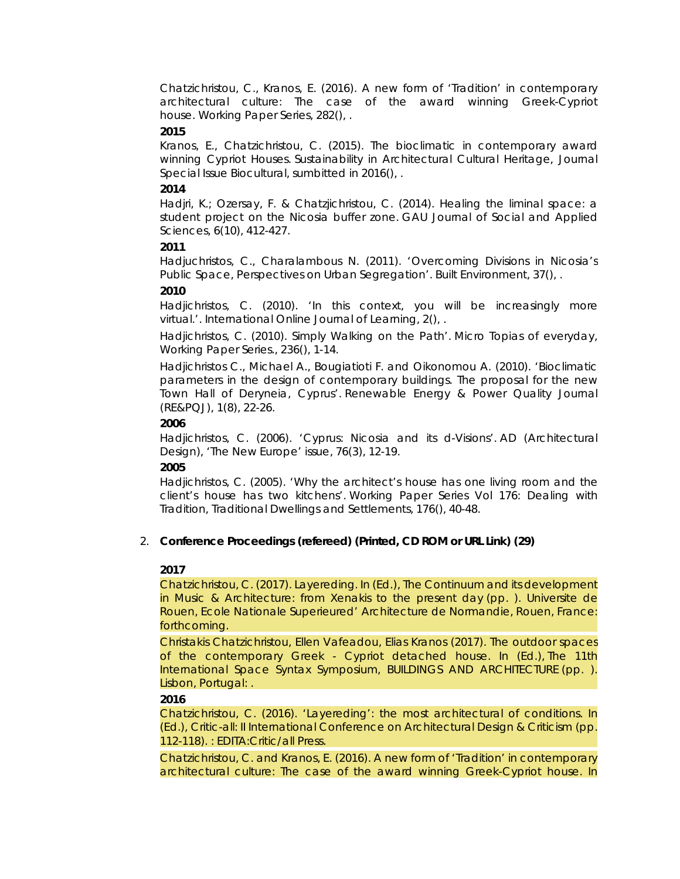Chatzichristou, C., Kranos, E. (2016). A new form of 'Tradition' in contemporary architectural culture: The case of the award winning Greek-Cypriot house. Working Paper Series, 282(), .

**2015**

Kranos, E., Chatzichristou, C. (2015). The bioclimatic in contemporary award winning Cypriot Houses. Sustainability in Architectural Cultural Heritage, Journal Special Issue Biocultural, sumbitted in 2016(), .

**2014**

Hadjri, K.; Ozersay, F. & Chatzjichristou, C. (2014). Healing the liminal space: a student project on the Nicosia buffer zone. GAU Journal of Social and Applied Sciences, 6(10), 412-427.

**2011**

Hadjuchristos, C., Charalambous N. (2011). 'Overcoming Divisions in Nicosia's Public Space, Perspectives on Urban Segregation'. Built Environment, 37(), .

**2010**

Hadjichristos, C. (2010). 'In this context, you will be increasingly more virtual.'. International Online Journal of Learning, 2(), .

Hadjichristos, C. (2010). Simply Walking on the Path'. Micro Topias of everyday, Working Paper Series., 236(), 1-14.

Hadjichristos C., Michael A., Bougiatioti F. and Oikonomou A. (2010). 'Bioclimatic parameters in the design of contemporary buildings. The proposal for the new Town Hall of Deryneia, Cyprus'. Renewable Energy & Power Quality Journal (RE&PQJ), 1(8), 22-26.

**2006**

Hadjichristos, C. (2006). 'Cyprus: Nicosia and its d-Visions'. AD (Architectural Design), 'The New Europe' issue, 76(3), 12-19.

**2005**

Hadjichristos, C. (2005). 'Why the architect's house has one living room and the client's house has two kitchens'. Working Paper Series Vol 176: Dealing with Tradition, Traditional Dwellings and Settlements, 176(), 40-48.

2. **Conference Proceedings (refereed) (Printed, CD ROM or URL Link) (29)**

**2017**

Chatzichristou, C. (2017). Layereding. In (Ed.), The Continuum and its development in Music & Architecture: from Xenakis to the present day (pp. ). Universite de Rouen, Ecole Nationale Superieured' Architecture de Normandie, Rouen, France: forthcoming.

Christakis Chatzichristou, Ellen Vafeadou, Elias Kranos (2017). The outdoor spaces of the contemporary Greek - Cypriot detached house. In (Ed.), The 11th International Space Syntax Symposium, BUILDINGS AND ARCHITECTURE (pp. ). Lisbon, Portugal: .

**2016**

Chatzichristou, C. (2016). 'Layereding': the most architectural of conditions. In (Ed.), Critic-all: II International Conference on Architectural Design & Criticism (pp. 112-118). : EDITA:Critic/all Press.

Chatzichristou, C. and Kranos, E. (2016). A new form of 'Tradition' in contemporary architectural culture: The case of the award winning Greek-Cypriot house. In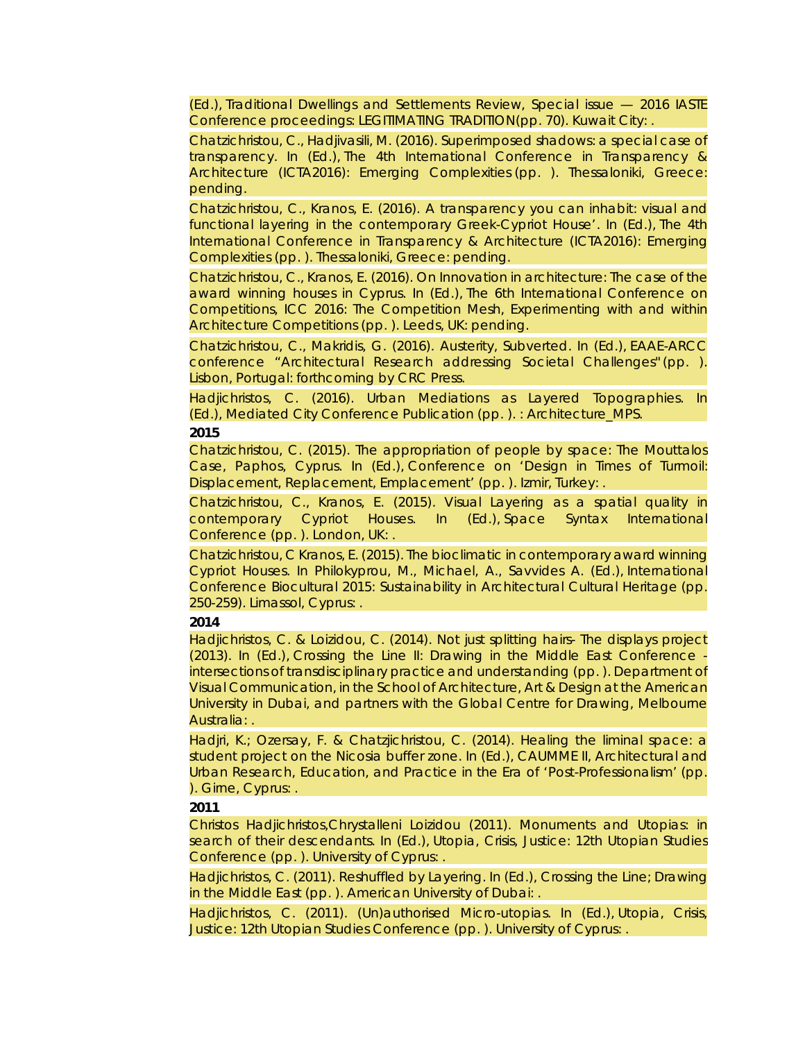(Ed.), Traditional Dwellings and Settlements Review, Special issue — 2016 IASTE Conference proceedings: LEGITIMATING TRADITION(pp. 70). Kuwait City: .

Chatzichristou, C., Hadjivasili, M. (2016). Superimposed shadows: a special case of transparency. In (Ed.), The 4th International Conference in Transparency & Architecture (ICTA2016): Emerging Complexities (pp. ). Thessaloniki, Greece: pending.

Chatzichristou, C., Kranos, E. (2016). A transparency you can inhabit: visual and functional layering in the contemporary Greek-Cypriot House'. In (Ed.), The 4th International Conference in Transparency & Architecture (ICTA2016): Emerging Complexities (pp. ). Thessaloniki, Greece: pending.

Chatzichristou, C., Kranos, E. (2016). On Innovation in architecture: The case of the award winning houses in Cyprus. In (Ed.), The 6th International Conference on Competitions, ICC 2016: The Competition Mesh, Experimenting with and within Architecture Competitions (pp. ). Leeds, UK: pending.

Chatzichristou, C., Makridis, G. (2016). Austerity, Subverted. In (Ed.), EAAE-ARCC conference "Architectural Research addressing Societal Challenges" (pp. ). Lisbon, Portugal: forthcoming by CRC Press.

Hadjichristos, C. (2016). Urban Mediations as Layered Topographies. In (Ed.), Mediated City Conference Publication (pp. ). : Architecture_MPS.

**2015**

Chatzichristou, C. (2015). The appropriation of people by space: The Mouttalos Case, Paphos, Cyprus. In (Ed.), Conference on 'Design in Times of Turmoil: Displacement, Replacement, Emplacement' (pp. ). Izmir, Turkey: .

Chatzichristou, C., Kranos, E. (2015). Visual Layering as a spatial quality in contemporary Cypriot Houses. In (Ed.), Space Syntax International Conference (pp. ). London, UK: .

Chatzichristou, C Kranos, E. (2015). The bioclimatic in contemporary award winning Cypriot Houses. In Philokyprou, M., Michael, A., Savvides A. (Ed.), International Conference Biocultural 2015: Sustainability in Architectural Cultural Heritage (pp. 250-259). Limassol, Cyprus: .

**2014**

Hadjichristos, C. & Loizidou, C. (2014). Not just splitting hairs- The displays project (2013). In (Ed.), Crossing the Line II: Drawing in the Middle East Conference - intersections of transdisciplinary practice and understanding (pp. ). Department of Visual Communication, in the School of Architecture, Art & Design at the American University in Dubai, and partners with the Global Centre for Drawing, Melbourne Australia: .

Hadjri, K.; Ozersay, F. & Chatzjichristou, C. (2014). Healing the liminal space: a student project on the Nicosia buffer zone. In (Ed.), CAUMME II, Architectural and Urban Research, Education, and Practice in the Era of 'Post-Professionalism' (pp. ). Girne, Cyprus: .

**2011**

Christos Hadjichristos,Chrystalleni Loizidou (2011). Monuments and Utopias: in search of their descendants. In (Ed.), Utopia, Crisis, Justice: 12th Utopian Studies Conference (pp. ). University of Cyprus: .

Hadjichristos, C. (2011). Reshuffled by Layering. In (Ed.), Crossing the Line; Drawing in the Middle East (pp. ). American University of Dubai: .

Hadjichristos, C. (2011). (Un)authorised Micro-utopias. In (Ed.), Utopia, Crisis, Justice: 12th Utopian Studies Conference (pp. ). University of Cyprus: .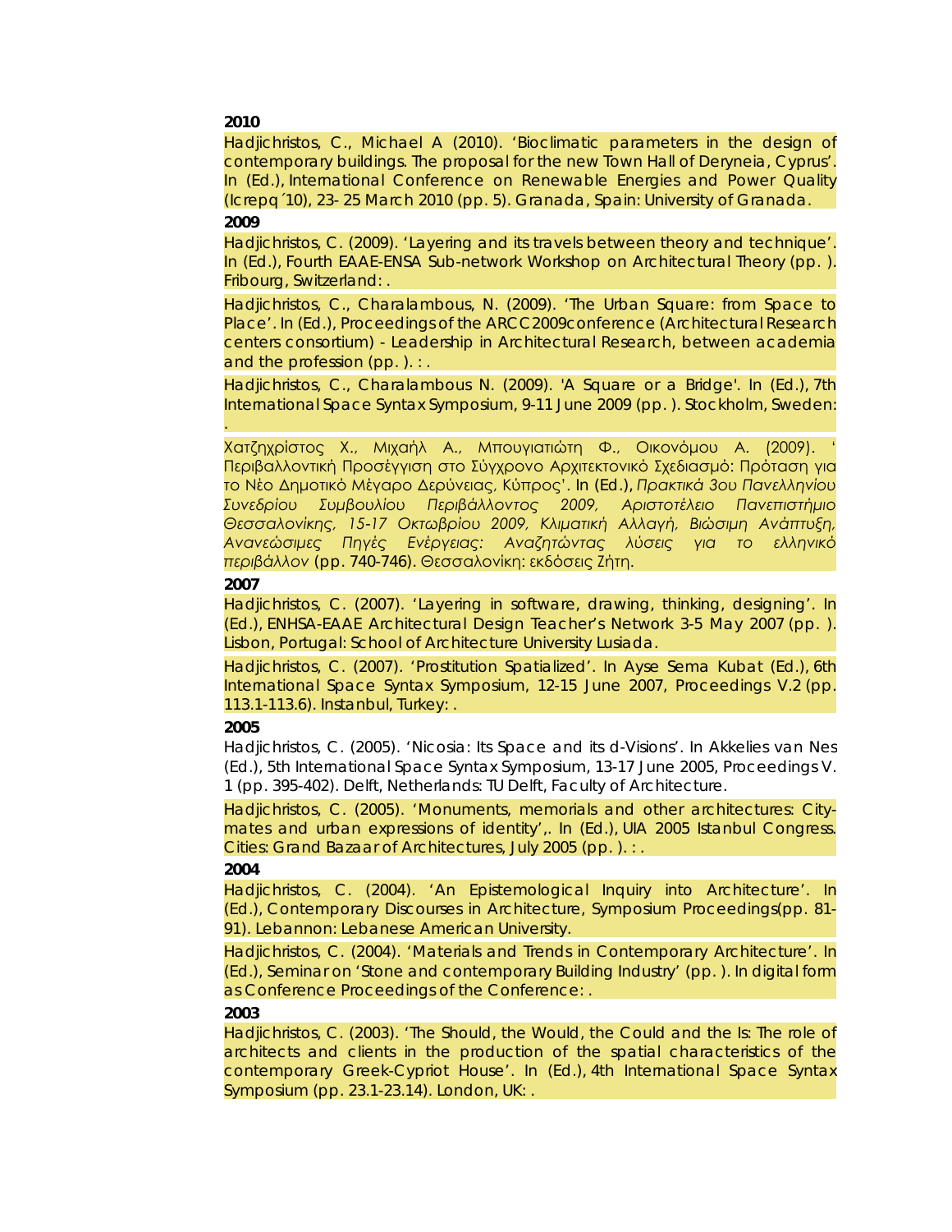**2010**

Hadjichristos, C., Michael A (2010). 'Bioclimatic parameters in the design of contemporary buildings. The proposal for the new Town Hall of Deryneia, Cyprus'. In (Ed.), International Conference on Renewable Energies and Power Quality (Icrepq΄10), 23- 25 March 2010 (pp. 5). Granada, Spain: University of Granada.

**2009**

Hadjichristos, C. (2009). 'Layering and its travels between theory and technique'. In (Ed.), Fourth EAAE-ENSA Sub-network Workshop on Architectural Theory (pp. ). Fribourg, Switzerland: .

Hadjichristos, C., Charalambous, N. (2009). 'The Urban Square: from Space to Place'. In (Ed.), Proceedings of the ARCC2009conference (Architectural Research centers consortium) - Leadership in Architectural Research, between academia and the profession (pp. ). : .

Hadjichristos, C., Charalambous N. (2009). 'A Square or a Bridge'. In (Ed.), 7th International Space Syntax Symposium, 9-11 June 2009 (pp. ). Stockholm, Sweden: .

Χατζηχρίστος Χ., Μιχαήλ Α., Μπουγιατιώτη Φ., Οικονόμου Α. (2009). ' Περιβαλλοντική Προσέγγιση στο Σύγχρονο Αρχιτεκτονικό Σχεδιασμό: Πρόταση για το Νέο Δημοτικό Μέγαρο Δερύνειας, Κύπρος'. In (Ed.), *Πρακτικά 3ου Πανελληνίου Συνεδρίου Συμβουλίου Περιβάλλοντος 2009, Αριστοτέλειο Πανεπιστήμιο Θεσσαλονίκης, 15-17 Οκτωβρίου 2009, Κλιματική Αλλαγή, Βιώσιμη Ανάπτυξη, Ανανεώσιμες Πηγές Ενέργειας: Αναζητώντας λύσεις για το ελληνικό περιβάλλον* (pp. 740-746). Θεσσαλονίκη: εκδόσεις Ζήτη.

**2007**

Hadjichristos, C. (2007). 'Layering in software, drawing, thinking, designing'. In (Ed.), ENHSA-EAAE Architectural Design Teacher's Network 3-5 May 2007 (pp. ). Lisbon, Portugal: School of Architecture University Lusiada.

Hadjichristos, C. (2007). 'Prostitution Spatialized'. In Ayse Sema Kubat (Ed.), 6th International Space Syntax Symposium, 12-15 June 2007, Proceedings V.2 (pp. 113.1-113.6). Instanbul, Turkey: .

**2005**

Hadjichristos, C. (2005). 'Nicosia: Its Space and its d-Visions'. In Akkelies van Nes (Ed.), 5th International Space Syntax Symposium, 13-17 June 2005, Proceedings V. 1 (pp. 395-402). Delft, Netherlands: TU Delft, Faculty of Architecture.

Hadjichristos, C. (2005). 'Monuments, memorials and other architectures: City-mates and urban expressions of identity',. In (Ed.), UIA 2005 Istanbul Congress. Cities: Grand Bazaar of Architectures, July 2005 (pp. ). : .

**2004**

Hadjichristos, C. (2004). 'An Epistemological Inquiry into Architecture'. In (Ed.), Contemporary Discourses in Architecture, Symposium Proceedings(pp. 81-91). Lebannon: Lebanese American University.

Hadjichristos, C. (2004). 'Materials and Trends in Contemporary Architecture'. In (Ed.), Seminar on 'Stone and contemporary Building Industry' (pp. ). In digital form as Conference Proceedings of the Conference: .

**2003**

Hadjichristos, C. (2003). 'The Should, the Would, the Could and the Is: The role of architects and clients in the production of the spatial characteristics of the contemporary Greek-Cypriot House'. In (Ed.), 4th International Space Syntax Symposium (pp. 23.1-23.14). London, UK: .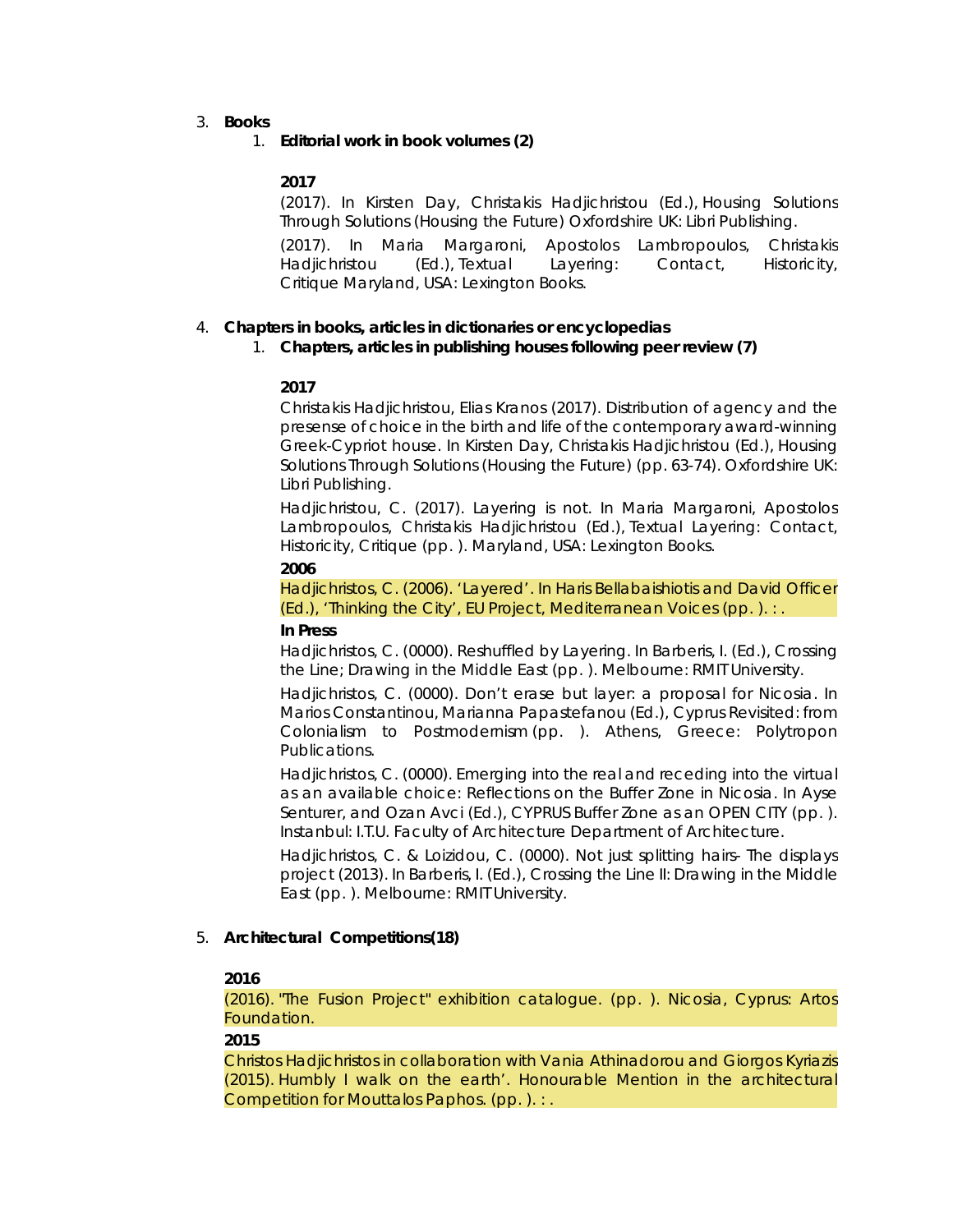3. **Books**
   1. **Editorial work in book volumes (2)**

      **2017**

      (2017). In Kirsten Day, Christakis Hadjichristou (Ed.), Housing Solutions Through Solutions (Housing the Future) Oxfordshire UK: Libri Publishing.

      (2017). In Maria Margaroni, Apostolos Lambropoulos, Christakis Hadjichristou (Ed.), Textual Layering: Contact, Historicity, Critique Maryland, USA: Lexington Books.

4. **Chapters in books, articles in dictionaries or encyclopedias**
   1. **Chapters, articles in publishing houses following peer review (7)**

      **2017**

      Christakis Hadjichristou, Elias Kranos (2017). Distribution of agency and the presense of choice in the birth and life of the contemporary award-winning Greek-Cypriot house. In Kirsten Day, Christakis Hadjichristou (Ed.), Housing Solutions Through Solutions (Housing the Future) (pp. 63-74). Oxfordshire UK: Libri Publishing.

      Hadjichristou, C. (2017). Layering is not. In Maria Margaroni, Apostolos Lambropoulos, Christakis Hadjichristou (Ed.), Textual Layering: Contact, Historicity, Critique (pp. ). Maryland, USA: Lexington Books.

      **2006**

      Hadjichristos, C. (2006). 'Layered'. In Haris Bellabaishiotis and David Officer (Ed.), 'Thinking the City', EU Project, Mediterranean Voices (pp. ). : .

      **In Press**

      Hadjichristos, C. (0000). Reshuffled by Layering. In Barberis, I. (Ed.), Crossing the Line; Drawing in the Middle East (pp. ). Melbourne: RMIT University.

      Hadjichristos, C. (0000). Don't erase but layer: a proposal for Nicosia. In Marios Constantinou, Marianna Papastefanou (Ed.), Cyprus Revisited: from Colonialism to Postmodernism (pp. ). Athens, Greece: Polytropon Publications.

      Hadjichristos, C. (0000). Emerging into the real and receding into the virtual as an available choice: Reflections on the Buffer Zone in Nicosia. In Ayse Senturer, and Ozan Avci (Ed.), CYPRUS Buffer Zone as an OPEN CITY (pp. ). Instanbul: I.T.U. Faculty of Architecture Department of Architecture.

      Hadjichristos, C. & Loizidou, C. (0000). Not just splitting hairs- The displays project (2013). In Barberis, I. (Ed.), Crossing the Line II: Drawing in the Middle East (pp. ). Melbourne: RMIT University.

5. **Architectural Competitions(18)**

   **2016**

   (2016). "The Fusion Project" exhibition catalogue. (pp. ). Nicosia, Cyprus: Artos Foundation.

   **2015**

   Christos Hadjichristos in collaboration with Vania Athinadorou and Giorgos Kyriazis (2015). Humbly I walk on the earth'. Honourable Mention in the architectural Competition for Mouttalos Paphos. (pp. ). : .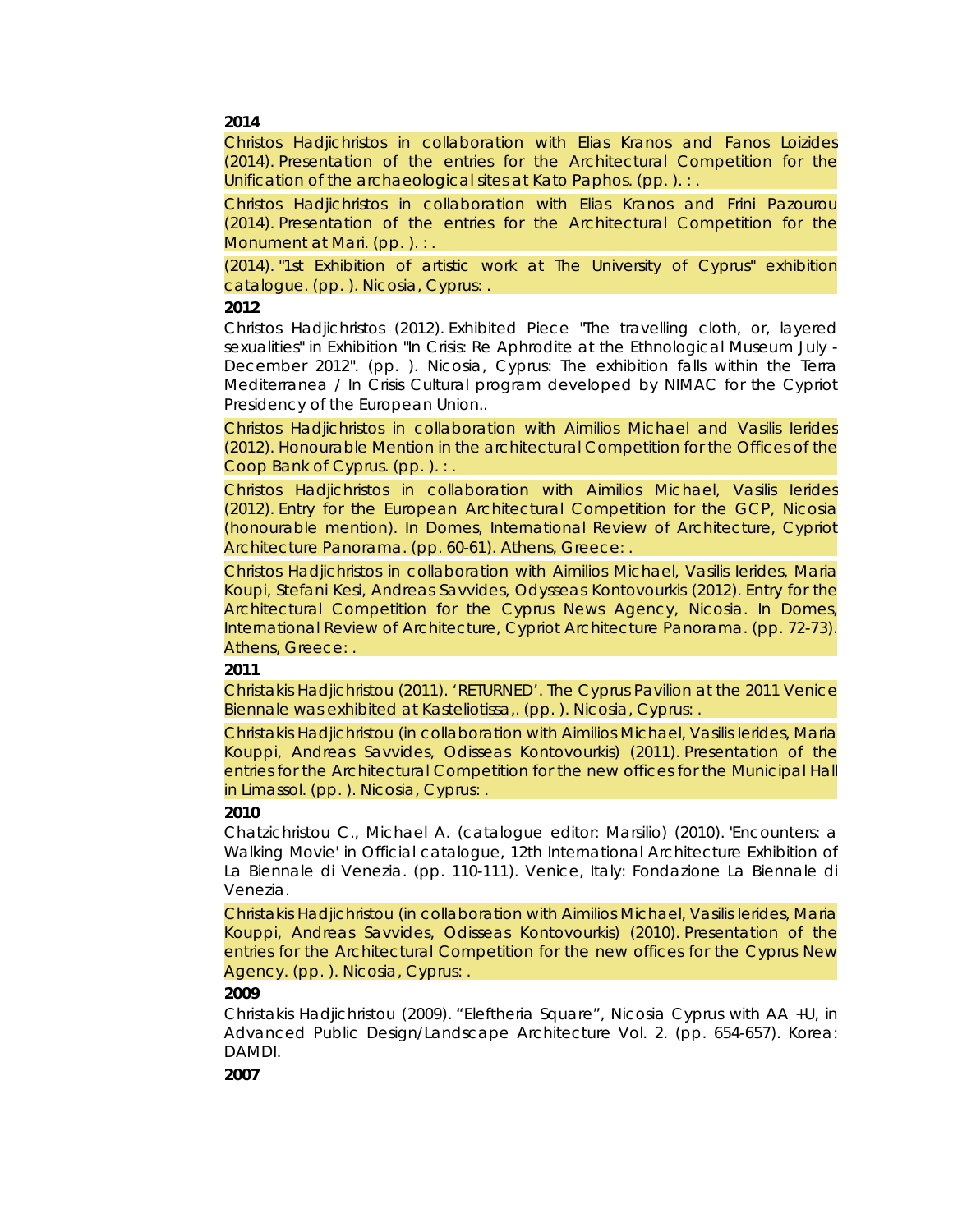**2014**

Christos Hadjichristos in collaboration with Elias Kranos and Fanos Loizides (2014). Presentation of the entries for the Architectural Competition for the Unification of the archaeological sites at Kato Paphos. (pp. ). : .

Christos Hadjichristos in collaboration with Elias Kranos and Frini Pazourou (2014). Presentation of the entries for the Architectural Competition for the Monument at Mari. (pp. ). : .

(2014). "1st Exhibition of artistic work at The University of Cyprus" exhibition catalogue. (pp. ). Nicosia, Cyprus: .

**2012**

Christos Hadjichristos (2012). Exhibited Piece "The travelling cloth, or, layered sexualities" in Exhibition "In Crisis: Re Aphrodite at the Ethnological Museum July - December 2012". (pp. ). Nicosia, Cyprus: The exhibition falls within the Terra Mediterranea / In Crisis Cultural program developed by NIMAC for the Cypriot Presidency of the European Union..

Christos Hadjichristos in collaboration with Aimilios Michael and Vasilis Ierides (2012). Honourable Mention in the architectural Competition for the Offices of the Coop Bank of Cyprus. (pp. ). : .

Christos Hadjichristos in collaboration with Aimilios Michael, Vasilis Ierides (2012). Entry for the European Architectural Competition for the GCP, Nicosia (honourable mention). In Domes, International Review of Architecture, Cypriot Architecture Panorama. (pp. 60-61). Athens, Greece: .

Christos Hadjichristos in collaboration with Aimilios Michael, Vasilis Ierides, Maria Koupi, Stefani Kesi, Andreas Savvides, Odysseas Kontovourkis (2012). Entry for the Architectural Competition for the Cyprus News Agency, Nicosia. In Domes, International Review of Architecture, Cypriot Architecture Panorama. (pp. 72-73). Athens, Greece: .

**2011**

Christakis Hadjichristou (2011). 'RETURNED'. The Cyprus Pavilion at the 2011 Venice Biennale was exhibited at Kasteliotissa,. (pp. ). Nicosia, Cyprus: .

Christakis Hadjichristou (in collaboration with Aimilios Michael, Vasilis Ierides, Maria Kouppi, Andreas Savvides, Odisseas Kontovourkis) (2011). Presentation of the entries for the Architectural Competition for the new offices for the Municipal Hall in Limassol. (pp. ). Nicosia, Cyprus: .

**2010**

Chatzichristou C., Michael A. (catalogue editor: Marsilio) (2010). 'Encounters: a Walking Movie' in Official catalogue, 12th International Architecture Exhibition of La Biennale di Venezia. (pp. 110-111). Venice, Italy: Fondazione La Biennale di Venezia.

Christakis Hadjichristou (in collaboration with Aimilios Michael, Vasilis Ierides, Maria Kouppi, Andreas Savvides, Odisseas Kontovourkis) (2010). Presentation of the entries for the Architectural Competition for the new offices for the Cyprus New Agency. (pp. ). Nicosia, Cyprus: .

**2009**

Christakis Hadjichristou (2009). "Eleftheria Square", Nicosia Cyprus with AA +U, in Advanced Public Design/Landscape Architecture Vol. 2. (pp. 654-657). Korea: DAMDI.

**2007**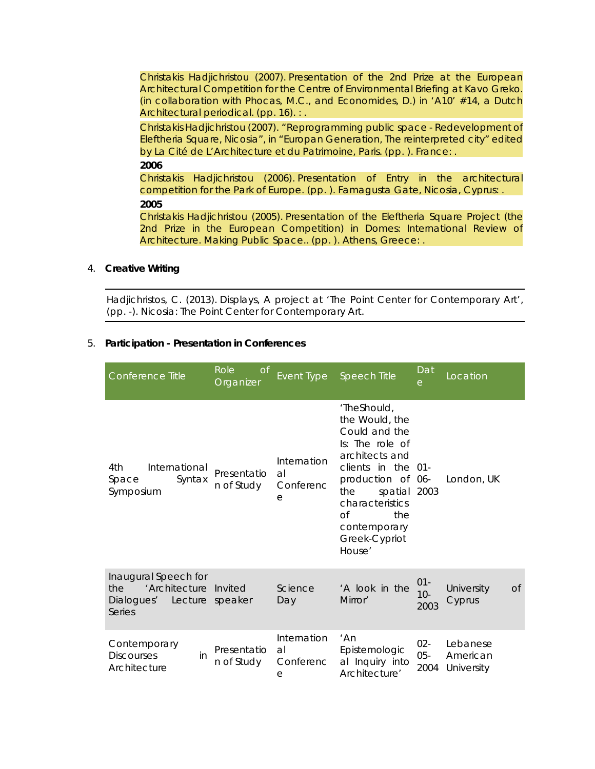Christakis Hadjichristou (2007). Presentation of the 2nd Prize at the European Architectural Competition for the Centre of Environmental Briefing at Kavo Greko. (in collaboration with Phocas, M.C., and Economides, D.) in 'A10' #14, a Dutch Architectural periodical. (pp. 16). : .

Christakis Hadjichristou (2007). "Reprogramming public space - Redevelopment of Eleftheria Square, Nicosia", in "Europan Generation, The reinterpreted city" edited by La Cité de L'Architecture et du Patrimoine, Paris. (pp. ). France: .

**2006**

Christakis Hadjichristou (2006). Presentation of Entry in the architectural competition for the Park of Europe. (pp. ). Famagusta Gate, Nicosia, Cyprus: .

**2005**

Christakis Hadjichristou (2005). Presentation of the Eleftheria Square Project (the 2nd Prize in the European Competition) in Domes: International Review of Architecture. Making Public Space.. (pp. ). Athens, Greece: .

4. **Creative Writing**

Hadjichristos, C. (2013). Displays, A project at 'The Point Center for Contemporary Art', (pp. -). Nicosia: The Point Center for Contemporary Art.

5. **Participation - Presentation in Conferences**

| Conference Title | Role of Organizer | Event Type | Speech Title | Date | Location |
|---|---|---|---|---|---|
| 4th International Space Syntax Symposium | Presentation of Study | International Conference | 'TheShould, the Would, the Could and the Is: The role of architects and clients in the production of the spatial characteristics of the contemporary Greek-Cypriot House' | 01-06-2003 | London, UK |
| Inaugural Speech for the 'Architecture Dialogues' Lecture Series | Invited speaker | Science Day | 'A look in the Mirror' | 01-10-2003 | University of Cyprus |
| Contemporary Discourses in Architecture | Presentation of Study | International Conference | 'An Epistemological Inquiry into Architecture' | 02-05-2004 | Lebanese American University |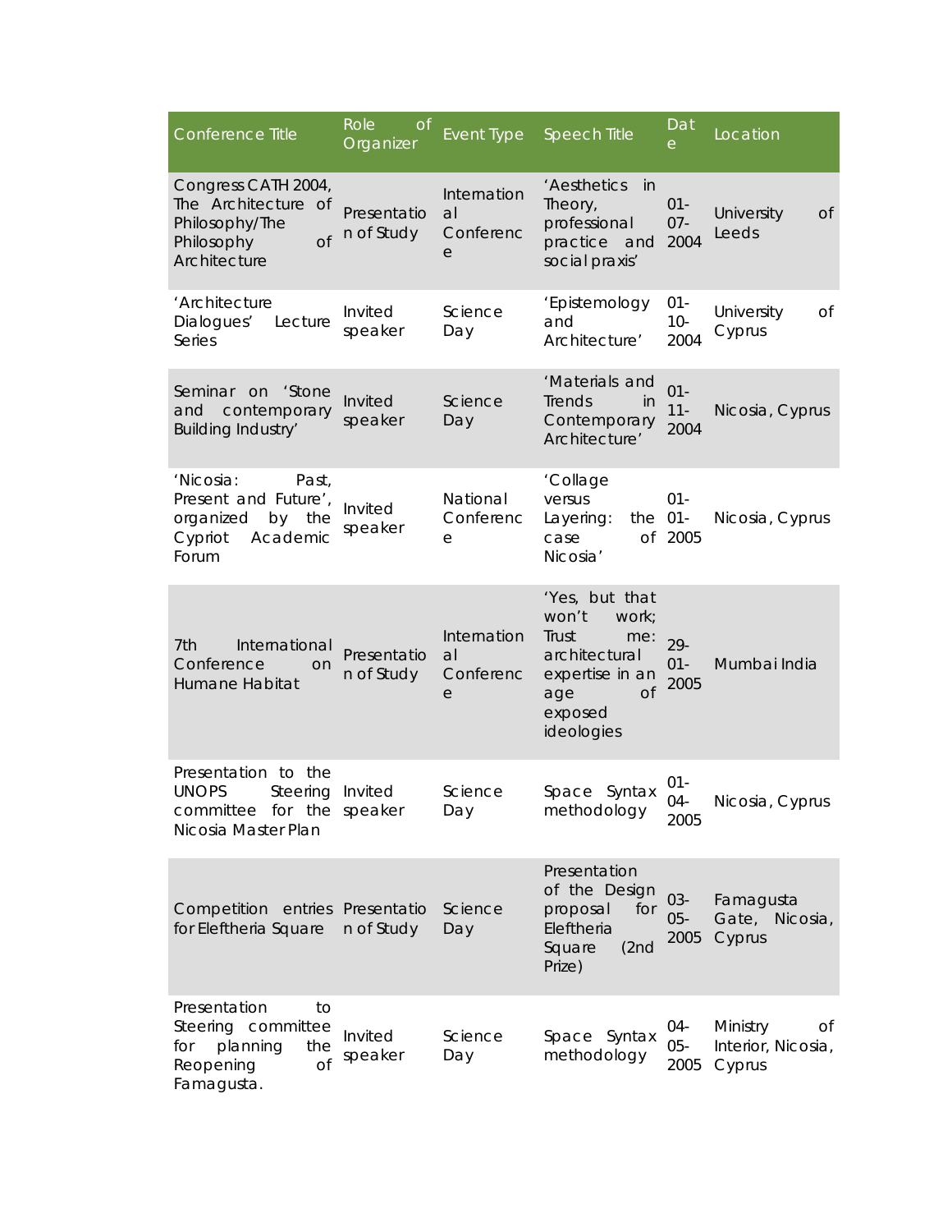| Conference Title | Role of Organizer | Event Type | Speech Title | Date | Location |
|---|---|---|---|---|---|
| Congress CATH 2004, The Architecture of Philosophy/The Philosophy of Architecture | Presentation of Study | International Conference | 'Aesthetics in Theory, professional practice and social praxis' | 01-07-2004 | University of Leeds |
| 'Architecture Dialogues' Lecture Series | Invited speaker | Science Day | 'Epistemology and Architecture' | 01-10-2004 | University of Cyprus |
| Seminar on 'Stone and contemporary Building Industry' | Invited speaker | Science Day | 'Materials and Trends in Contemporary Architecture' | 01-11-2004 | Nicosia, Cyprus |
| 'Nicosia: Past, Present and Future', organized by the Cypriot Academic Forum | Invited speaker | National Conference | 'Collage versus Layering: the case of Nicosia' | 01-01-2005 | Nicosia, Cyprus |
| 7th International Conference on Humane Habitat | Presentation of Study | International Conference | 'Yes, but that won't work; Trust me: architectural expertise in an age of exposed ideologies | 29-01-2005 | Mumbai India |
| Presentation to the UNOPS Steering committee for the Nicosia Master Plan | Invited speaker | Science Day | Space Syntax methodology | 01-04-2005 | Nicosia, Cyprus |
| Competition entries for Eleftheria Square | Presentation of Study | Science Day | Presentation of the Design proposal for Eleftheria Square (2nd Prize) | 03-05-2005 | Famagusta Gate, Nicosia, Cyprus |
| Presentation to Steering committee for planning the Reopening of Famagusta. | Invited speaker | Science Day | Space Syntax methodology | 04-05-2005 | Ministry of Interior, Nicosia, Cyprus |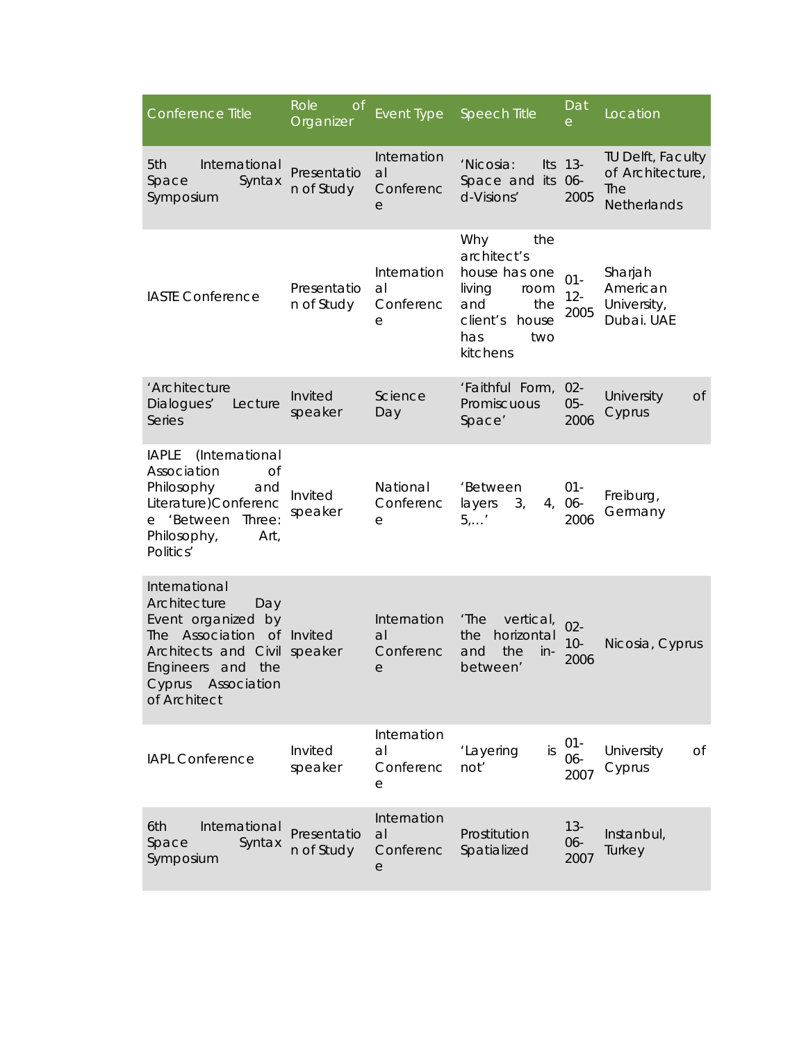| Conference Title | Role of Organizer | Event Type | Speech Title | Date | Location |
|---|---|---|---|---|---|
| 5th International Space Syntax Symposium | Presentation of Study | International Conference | 'Nicosia: Its Space and its d-Visions' | 13-06-2005 | TU Delft, Faculty of Architecture, The Netherlands |
| IASTE Conference | Presentation of Study | International Conference | Why the architect's house has one living room and the client's house has two kitchens | 01-12-2005 | Sharjah American University, Dubai. UAE |
| 'Architecture Dialogues' Lecture Series | Invited speaker | Science Day | 'Faithful Form, Promiscuous Space' | 02-05-2006 | University of Cyprus |
| IAPLE (International Association of Philosophy and Literature)Conference 'Between Three: Philosophy, Art, Politics' | Invited speaker | National Conference | 'Between layers 3, 4, 5,…' | 01-06-2006 | Freiburg, Germany |
| International Architecture Day Event organized by The Association of Architects and Civil Engineers and the Cyprus Association of Architect | Invited speaker | International Conference | 'The vertical, the horizontal and the in-between' | 02-10-2006 | Nicosia, Cyprus |
| IAPL Conference | Invited speaker | International Conference | 'Layering is not' | 01-06-2007 | University of Cyprus |
| 6th International Space Syntax Symposium | Presentation of Study | International Conference | Prostitution Spatialized | 13-06-2007 | Instanbul, Turkey |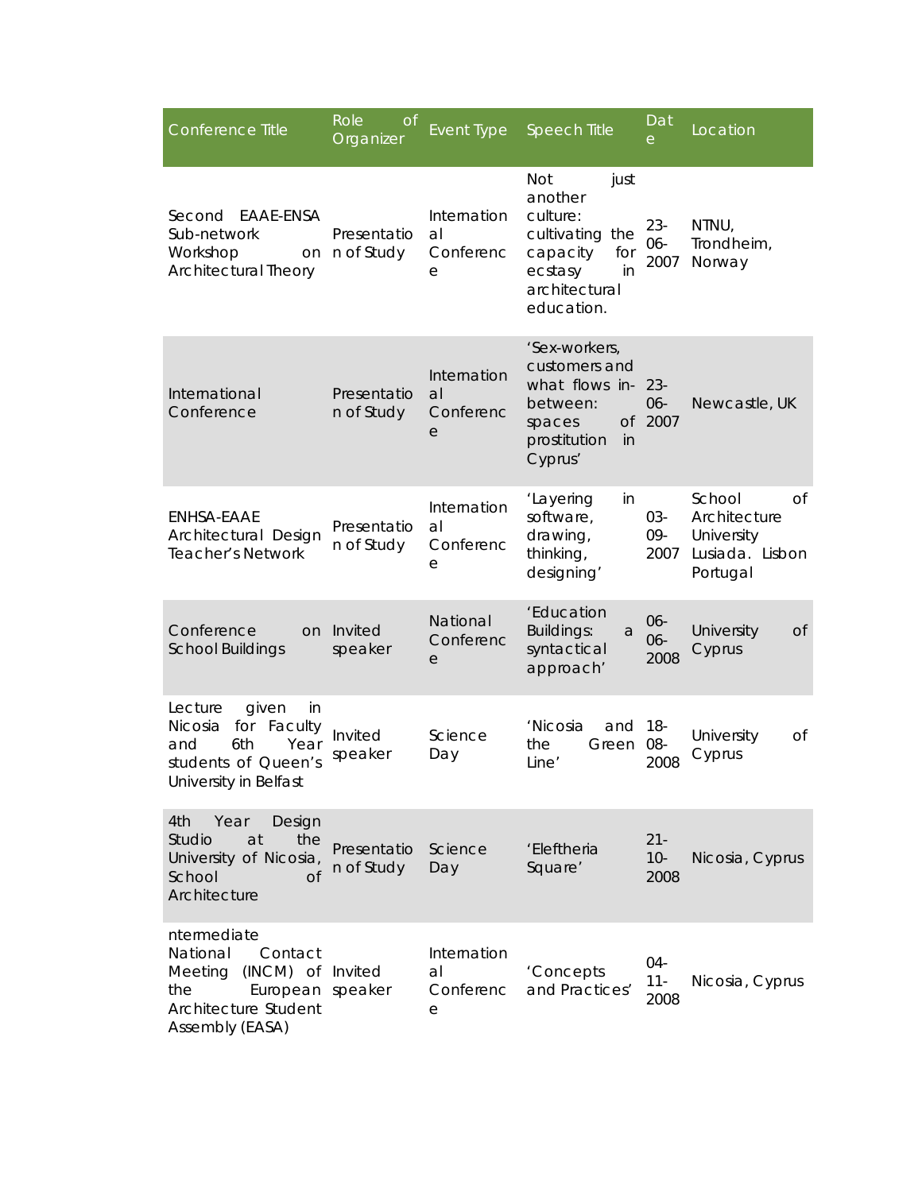| Conference Title | Role of Organizer | Event Type | Speech Title | Date | Location |
|---|---|---|---|---|---|
| Second EAAE-ENSA Sub-network Workshop on Architectural Theory | Presentation of Study | International Conference | Not just another culture: cultivating the capacity for ecstasy in architectural education. | 23-06-2007 | NTNU, Trondheim, Norway |
| International Conference | Presentation of Study | International Conference | 'Sex-workers, customers and what flows in-between: spaces of prostitution in Cyprus' | 23-06-2007 | Newcastle, UK |
| ENHSA-EAAE Architectural Design Teacher's Network | Presentation of Study | International Conference | 'Layering in software, drawing, thinking, designing' | 03-09-2007 | School of Architecture University Lusiada. Lisbon Portugal |
| Conference on School Buildings | Invited speaker | National Conference | 'Education Buildings: a syntactical approach' | 06-06-2008 | University of Cyprus |
| Lecture given in Nicosia for Faculty and 6th Year students of Queen's University in Belfast | Invited speaker | Science Day | 'Nicosia and the Green Line' | 18-08-2008 | University of Cyprus |
| 4th Year Design Studio at the University of Nicosia, School of Architecture | Presentation of Study | Science Day | 'Eleftheria Square' | 21-10-2008 | Nicosia, Cyprus |
| ntermediate National Contact Meeting (INCM) of the European Architecture Student Assembly (EASA) | Invited speaker | International Conference | 'Concepts and Practices' | 04-11-2008 | Nicosia, Cyprus |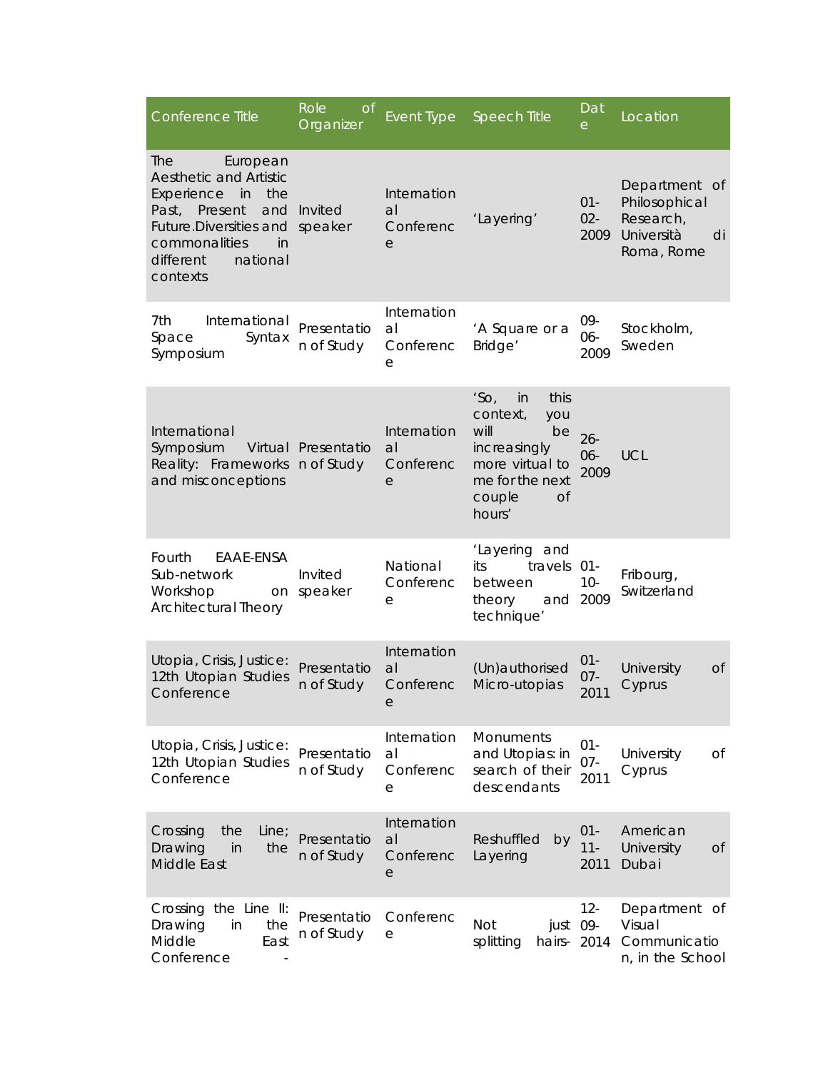| Conference Title | Role of Organizer | Event Type | Speech Title | Date | Location |
|---|---|---|---|---|---|
| The European Aesthetic and Artistic Experience in the Past, Present and Future.Diversities and commonalities in different national contexts | Invited speaker | International Conference | 'Layering' | 01-02-2009 | Department of Philosophical Research, Università di Roma, Rome |
| 7th International Space Syntax Symposium | Presentation of Study | International Conference | 'A Square or a Bridge' | 09-06-2009 | Stockholm, Sweden |
| International Symposium Virtual Reality: Frameworks and misconceptions | Presentation of Study | International Conference | 'So, in this context, you will be increasingly more virtual to me for the next couple of hours' | 26-06-2009 | UCL |
| Fourth EAAE-ENSA Sub-network Workshop on Architectural Theory | Invited speaker | National Conference | 'Layering and its travels between theory and technique' | 01-10-2009 | Fribourg, Switzerland |
| Utopia, Crisis, Justice: 12th Utopian Studies Conference | Presentation of Study | International Conference | (Un)authorised Micro-utopias | 01-07-2011 | University of Cyprus |
| Utopia, Crisis, Justice: 12th Utopian Studies Conference | Presentation of Study | International Conference | Monuments and Utopias: in search of their descendants | 01-07-2011 | University of Cyprus |
| Crossing the Line; Drawing in the Middle East | Presentation of Study | International Conference | Reshuffled by Layering | 01-11-2011 | American University of Dubai |
| Crossing the Line II: Drawing in the Middle East Conference - | Presentation of Study | Conference | Not just splitting hairs- | 12-09-2014 | Department of Visual Communication, in the School |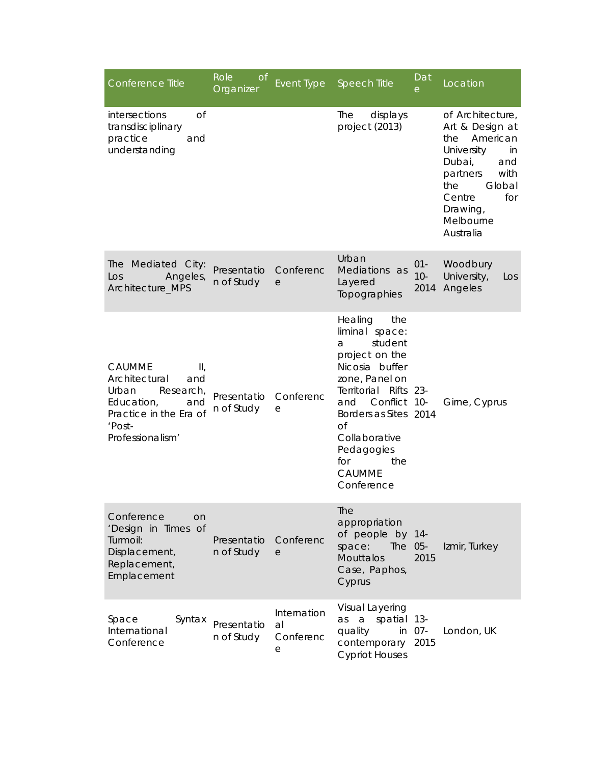| Conference Title | Role of Organizer | Event Type | Speech Title | Date | Location |
|---|---|---|---|---|---|
| intersections of transdisciplinary practice and understanding | | | The displays project (2013) | | of Architecture, Art & Design at the American University in Dubai, and partners with the Global Centre for Drawing, Melbourne Australia |
| The Mediated City: Los Angeles, Architecture_MPS | Presentation of Study | Conference | Urban Mediations as Layered Topographies | 01-10-2014 | Woodbury University, Los Angeles |
| CAUMME II, Architectural and Urban Research, Education, and Practice in the Era of 'Post-Professionalism' | Presentation of Study | Conference | Healing the liminal space: a student project on the Nicosia buffer zone, Panel on Territorial Rifts and Conflict Borders as Sites of Collaborative Pedagogies for the CAUMME Conference | 23-10-2014 | Girne, Cyprus |
| Conference on 'Design in Times of Turmoil: Displacement, Replacement, Emplacement | Presentation of Study | Conference | The appropriation of people by space: The Mouttalos Case, Paphos, Cyprus | 14-05-2015 | Izmir, Turkey |
| Space Syntax International Conference | Presentation of Study | International Conference | Visual Layering as a spatial quality in contemporary Cypriot Houses | 13-07-2015 | London, UK |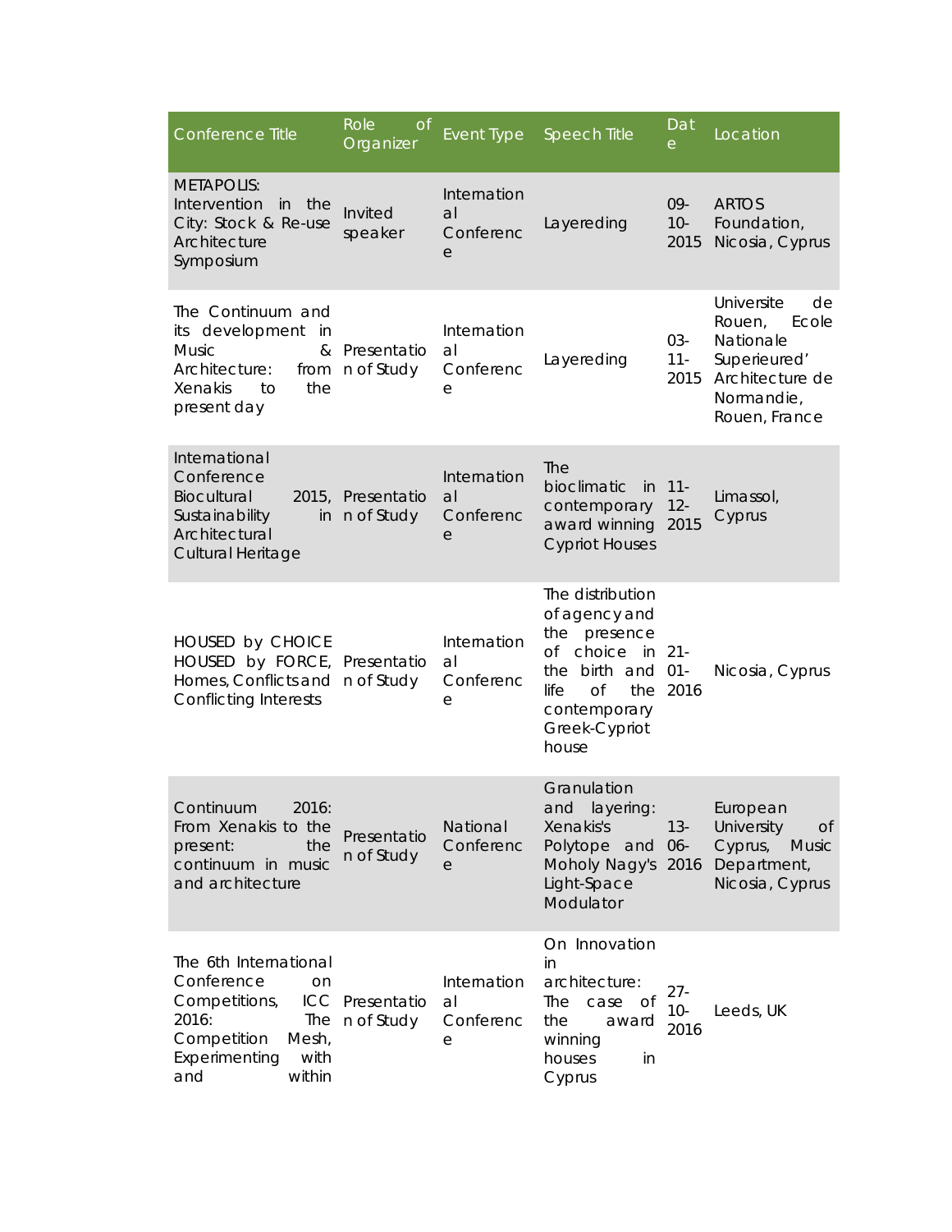| Conference Title | Role of Organizer | Event Type | Speech Title | Date | Location |
|---|---|---|---|---|---|
| METAPOLIS: Intervention in the City: Stock & Re-use Architecture Symposium | Invited speaker | International Conference | Layereding | 09-10-2015 | ARTOS Foundation, Nicosia, Cyprus |
| The Continuum and its development in Music & Architecture: from Xenakis to the present day | Presentation of Study | International Conference | Layereding | 03-11-2015 | Universite de Rouen, Ecole Nationale Superieured' Architecture de Normandie, Rouen, France |
| International Conference Biocultural 2015, Sustainability in Architectural Cultural Heritage | Presentation of Study | International Conference | The bioclimatic in contemporary award winning Cypriot Houses | 11-12-2015 | Limassol, Cyprus |
| HOUSED by CHOICE HOUSED by FORCE, Homes, Conflicts and Conflicting Interests | Presentation of Study | International Conference | The distribution of agency and the presence of choice in the birth and life of the contemporary Greek-Cypriot house | 21-01-2016 | Nicosia, Cyprus |
| Continuum 2016: From Xenakis to the present: the continuum in music and architecture | Presentation of Study | National Conference | Granulation and layering: Xenakis's Polytope and Moholy Nagy's Light-Space Modulator | 13-06-2016 | European University of Cyprus, Music Department, Nicosia, Cyprus |
| The 6th International Conference on Competitions, ICC 2016: The Competition Mesh, Experimenting with and within | Presentation of Study | International Conference | On Innovation in architecture: The case of the award winning houses in Cyprus | 27-10-2016 | Leeds, UK |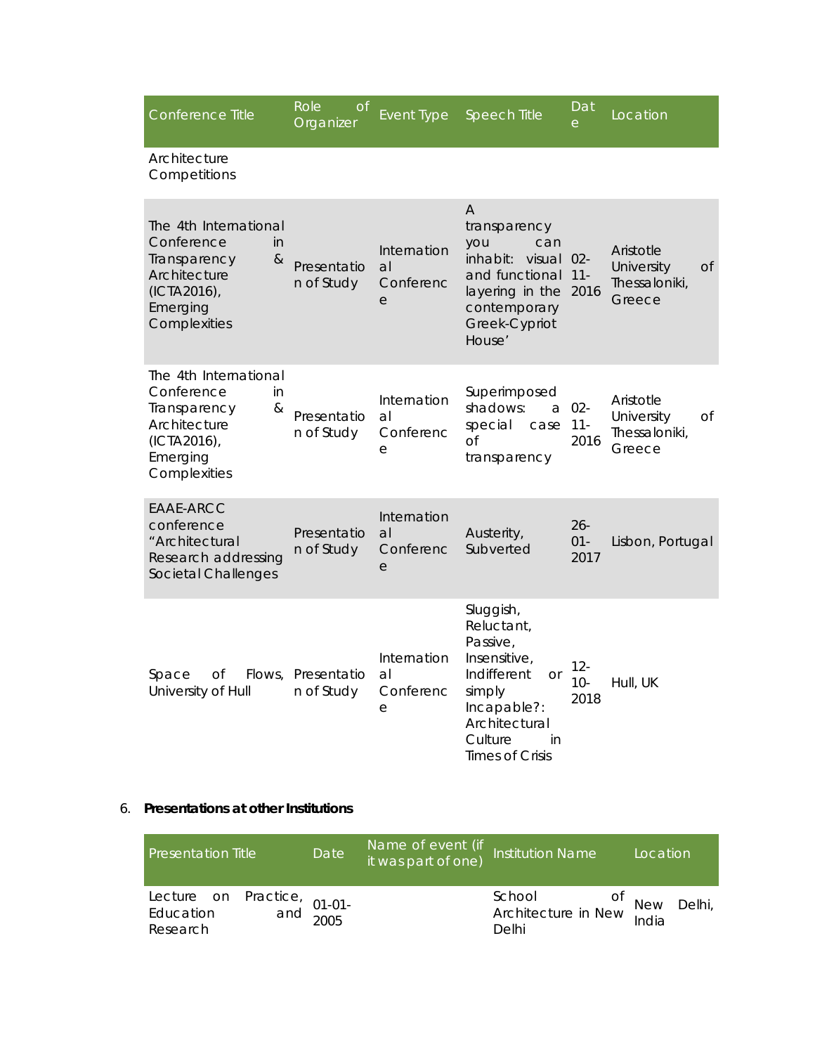| Conference Title | Role of Organizer | Event Type | Speech Title | Date | Location |
|---|---|---|---|---|---|
| Architecture Competitions | | | | | |
| The 4th International Conference in Transparency & Architecture (ICTA2016), Emerging Complexities | Presentation of Study | International Conference | A transparency you can inhabit: visual and functional layering in the contemporary Greek-Cypriot House' | 02-11-2016 | Aristotle University of Thessaloniki, Greece |
| The 4th International Conference in Transparency & Architecture (ICTA2016), Emerging Complexities | Presentation of Study | International Conference | Superimposed shadows: a special case of transparency | 02-11-2016 | Aristotle University of Thessaloniki, Greece |
| EAAE-ARCC conference "Architectural Research addressing Societal Challenges | Presentation of Study | International Conference | Austerity, Subverted | 26-01-2017 | Lisbon, Portugal |
| Space of Flows, University of Hull | Presentation of Study | International Conference | Sluggish, Reluctant, Passive, Insensitive, Indifferent or simply Incapable?: Architectural Culture in Times of Crisis | 12-10-2018 | Hull, UK |

6. **Presentations at other Institutions**

| Presentation Title | Date | Name of event (if it was part of one) | Institution Name | Location |
|---|---|---|---|---|
| Lecture on Practice, Education and Research | 01-01-2005 | | School of Architecture in New Delhi | New Delhi, India |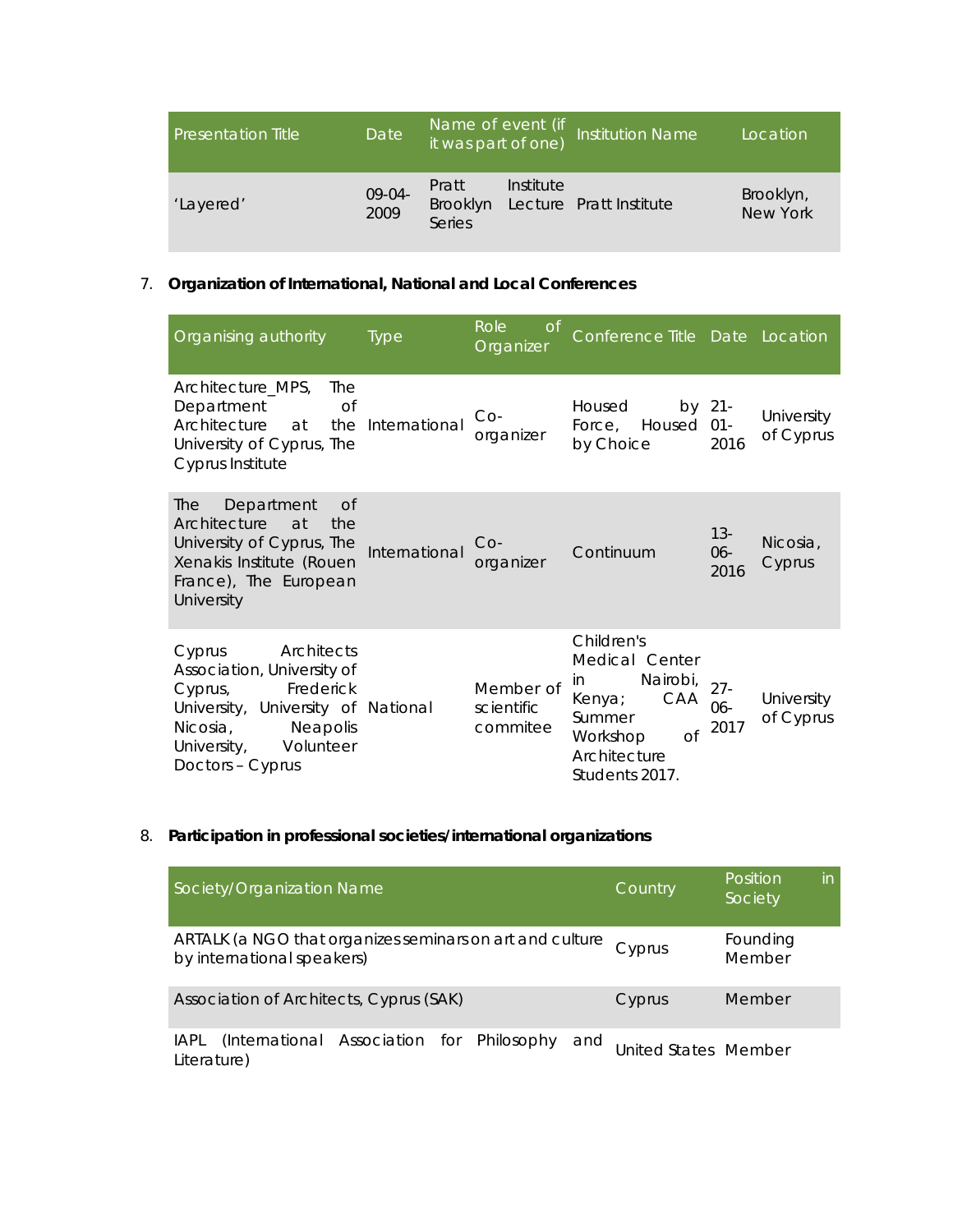| Presentation Title | Date | Name of event (if it was part of one) | Institution Name | Location |
|---|---|---|---|---|
| 'Layered' | 09-04-2009 | Pratt Institute Brooklyn Lecture Series | Pratt Institute | Brooklyn, New York |

7. **Organization of International, National and Local Conferences**

| Organising authority | Type | Role of Organizer | Conference Title | Date | Location |
|---|---|---|---|---|---|
| Architecture_MPS, The Department of Architecture at the University of Cyprus, The Cyprus Institute | International | Co-organizer | Housed by Force, Housed by Choice | 21-01-2016 | University of Cyprus |
| The Department of Architecture at the University of Cyprus, The Xenakis Institute (Rouen France), The European University | International | Co-organizer | Continuum | 13-06-2016 | Nicosia, Cyprus |
| Cyprus Architects Association, University of Cyprus, Frederick University, University of Nicosia, Neapolis University, Volunteer Doctors – Cyprus | National | Member of scientific commitee | Children's Medical Center in Nairobi, Kenya; CAA Summer Workshop of Architecture Students 2017. | 27-06-2017 | University of Cyprus |

8. **Participation in professional societies/international organizations**

| Society/Organization Name | Country | Position in Society |
|---|---|---|
| ARTALK (a NGO that organizes seminars on art and culture by international speakers) | Cyprus | Founding Member |
| Association of Architects, Cyprus (SAK) | Cyprus | Member |
| IAPL (International Association for Philosophy and Literature) | United States | Member |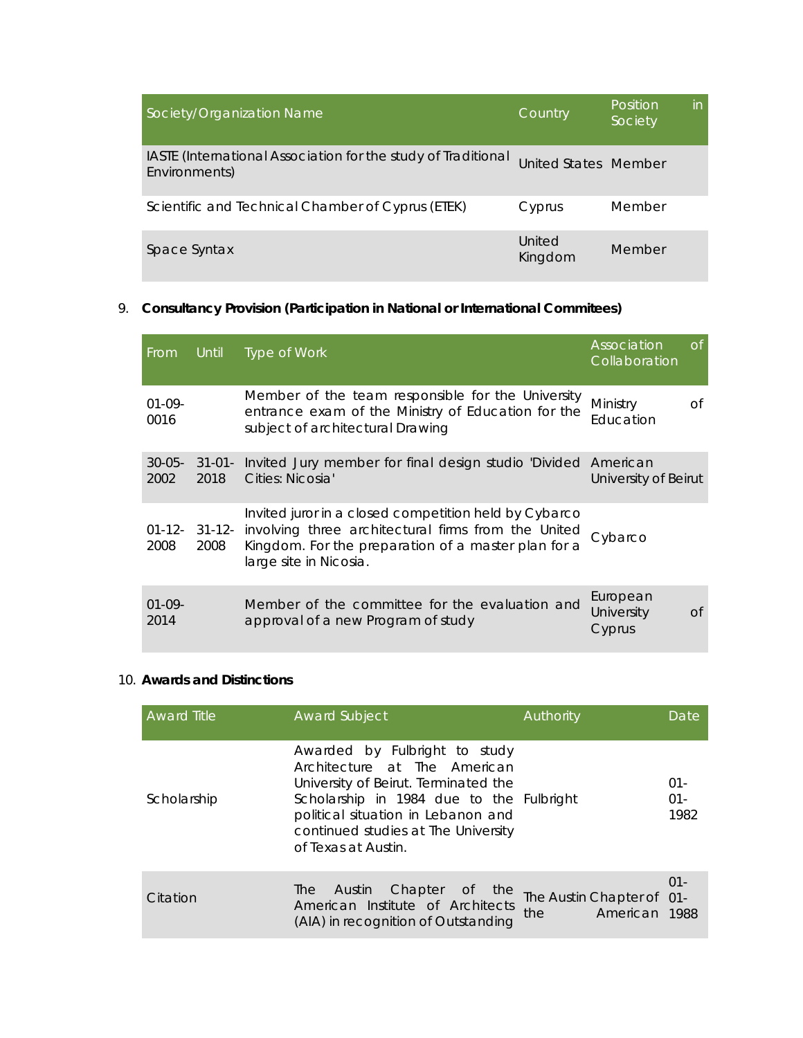| Society/Organization Name | Country | Position in Society |
|---|---|---|
| IASTE (International Association for the study of Traditional Environments) | United States | Member |
| Scientific and Technical Chamber of Cyprus (ETEK) | Cyprus | Member |
| Space Syntax | United Kingdom | Member |

9. **Consultancy Provision (Participation in National or International Commitees)**

| From | Until | Type of Work | Association of Collaboration |
|---|---|---|---|
| 01-09-0016 | | Member of the team responsible for the University entrance exam of the Ministry of Education for the subject of architectural Drawing | Ministry of Education |
| 30-05-2002 | 31-01-2018 | Invited Jury member for final design studio 'Divided Cities: Nicosia' | American University of Beirut |
| 01-12-2008 | 31-12-2008 | Invited juror in a closed competition held by Cybarco involving three architectural firms from the United Kingdom. For the preparation of a master plan for a large site in Nicosia. | Cybarco |
| 01-09-2014 | | Member of the committee for the evaluation and approval of a new Program of study | European University of Cyprus |

10. **Awards and Distinctions**

| Award Title | Award Subject | Authority | Date |
|---|---|---|---|
| Scholarship | Awarded by Fulbright to study Architecture at The American University of Beirut. Terminated the Scholarship in 1984 due to the political situation in Lebanon and continued studies at The University of Texas at Austin. | Fulbright | 01-01-1982 |
| Citation | The Austin Chapter of the American Institute of Architects (AIA) in recognition of Outstanding | The Austin Chapter of the American | 01-01-1988 |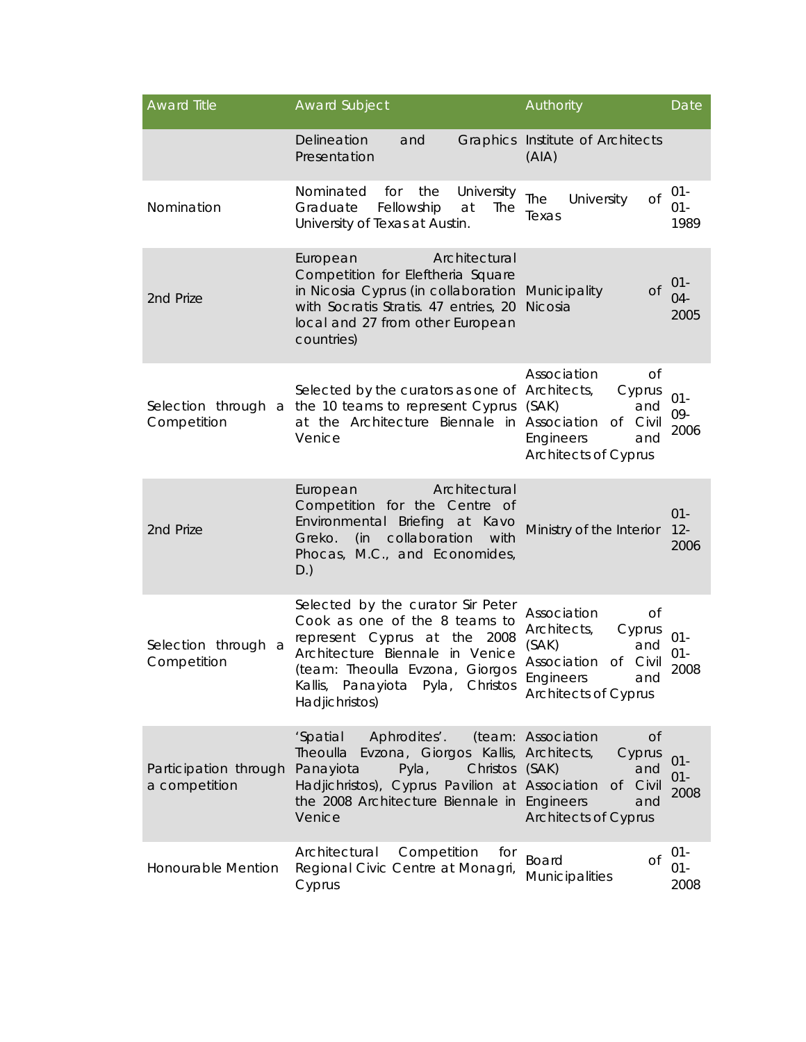| Award Title | Award Subject | Authority | Date |
| --- | --- | --- | --- |
| | Delineation and Graphics Presentation | Institute of Architects (AIA) | |
| Nomination | Nominated for the University Graduate Fellowship at The University of Texas at Austin. | The University of Texas | 01-01-1989 |
| 2nd Prize | European Architectural Competition for Eleftheria Square in Nicosia Cyprus (in collaboration with Socratis Stratis. 47 entries, 20 local and 27 from other European countries) | Municipality of Nicosia | 01-04-2005 |
| Selection through a Competition | Selected by the curators as one of the 10 teams to represent Cyprus at the Architecture Biennale in Venice | Association of Architects, Cyprus (SAK) and Association of Civil Engineers and Architects of Cyprus | 01-09-2006 |
| 2nd Prize | European Architectural Competition for the Centre of Environmental Briefing at Kavo Greko. (in collaboration with Phocas, M.C., and Economides, D.) | Ministry of the Interior | 01-12-2006 |
| Selection through a Competition | Selected by the curator Sir Peter Cook as one of the 8 teams to represent Cyprus at the 2008 Architecture Biennale in Venice (team: Theoulla Evzona, Giorgos Kallis, Panayiota Pyla, Christos Hadjichristos) | Association of Architects, Cyprus (SAK) and Association of Civil Engineers and Architects of Cyprus | 01-01-2008 |
| Participation through a competition | 'Spatial Aphrodites'. (team: Theoulla Evzona, Giorgos Kallis, Panayiota Pyla, Christos Hadjichristos), Cyprus Pavilion at the 2008 Architecture Biennale in Venice | Association of Architects, Cyprus (SAK) and Association of Civil Engineers and Architects of Cyprus | 01-01-2008 |
| Honourable Mention | Architectural Competition for Regional Civic Centre at Monagri, Cyprus | Board of Municipalities | 01-01-2008 |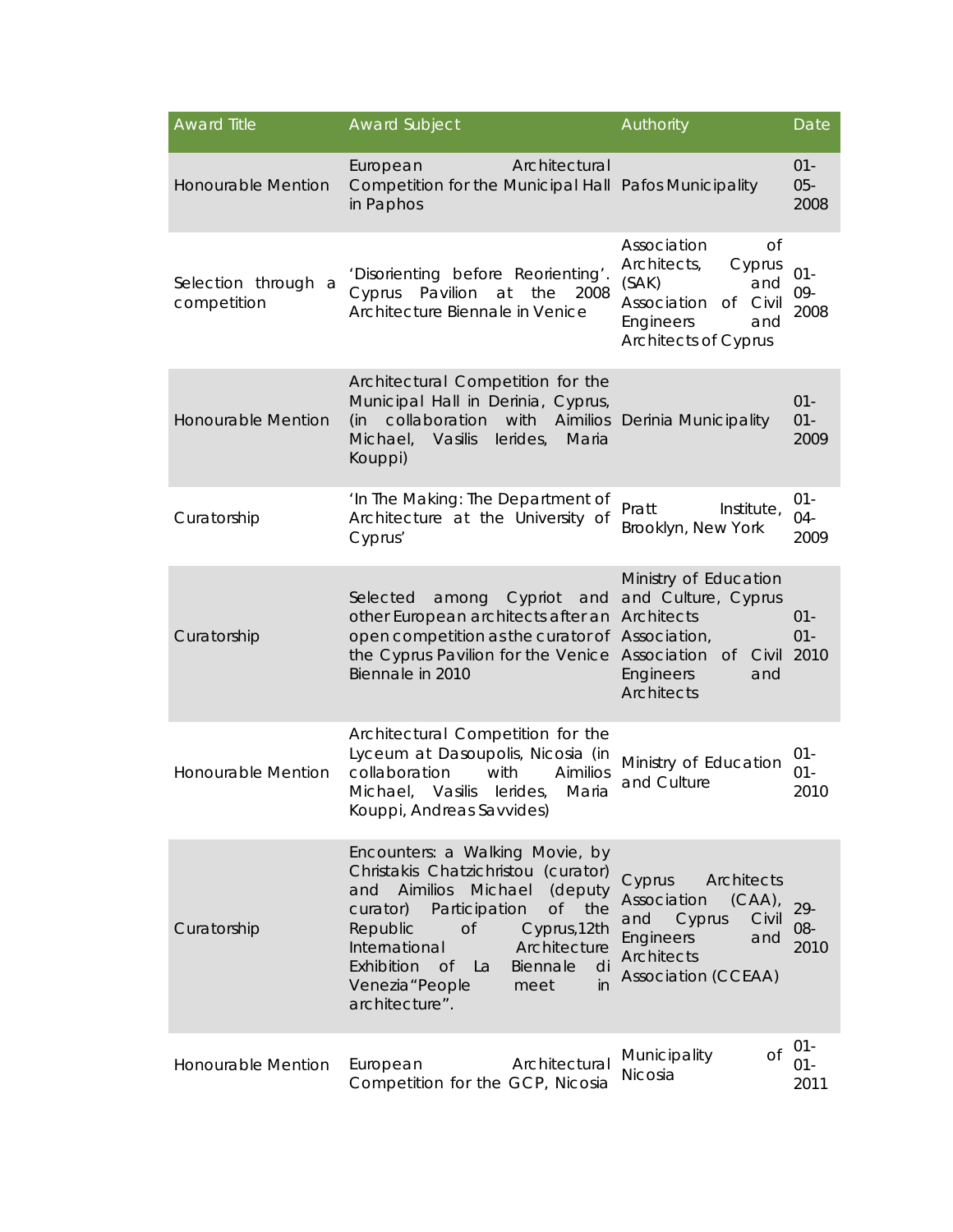| Award Title | Award Subject | Authority | Date |
|---|---|---|---|
| Honourable Mention | European Architectural Competition for the Municipal Hall in Paphos | Pafos Municipality | 01-05-2008 |
| Selection through a competition | 'Disorienting before Reorienting'. Cyprus Pavilion at the 2008 Architecture Biennale in Venice | Association of Architects, Cyprus (SAK) and Association of Civil Engineers and Architects of Cyprus | 01-09-2008 |
| Honourable Mention | Architectural Competition for the Municipal Hall in Derinia, Cyprus, (in collaboration with Aimilios Michael, Vasilis Ierides, Maria Kouppi) | Derinia Municipality | 01-01-2009 |
| Curatorship | 'In The Making: The Department of Architecture at the University of Cyprus' | Pratt Institute, Brooklyn, New York | 01-04-2009 |
| Curatorship | Selected among Cypriot and other European architects after an open competition as the curator of the Cyprus Pavilion for the Venice Biennale in 2010 | Ministry of Education and Culture, Cyprus Architects Association, Association of Civil Engineers and Architects | 01-01-2010 |
| Honourable Mention | Architectural Competition for the Lyceum at Dasoupolis, Nicosia (in collaboration with Aimilios Michael, Vasilis Ierides, Maria Kouppi, Andreas Savvides) | Ministry of Education and Culture | 01-01-2010 |
| Curatorship | Encounters: a Walking Movie, by Christakis Chatzichristou (curator) and Aimilios Michael (deputy curator) Participation of the Republic of Cyprus,12th International Architecture Exhibition of La Biennale di Venezia "People meet in architecture". | Cyprus Architects Association (CAA), and Cyprus Civil Engineers and Architects Association (CCEAA) | 29-08-2010 |
| Honourable Mention | European Architectural Competition for the GCP, Nicosia | Municipality of Nicosia | 01-01-2011 |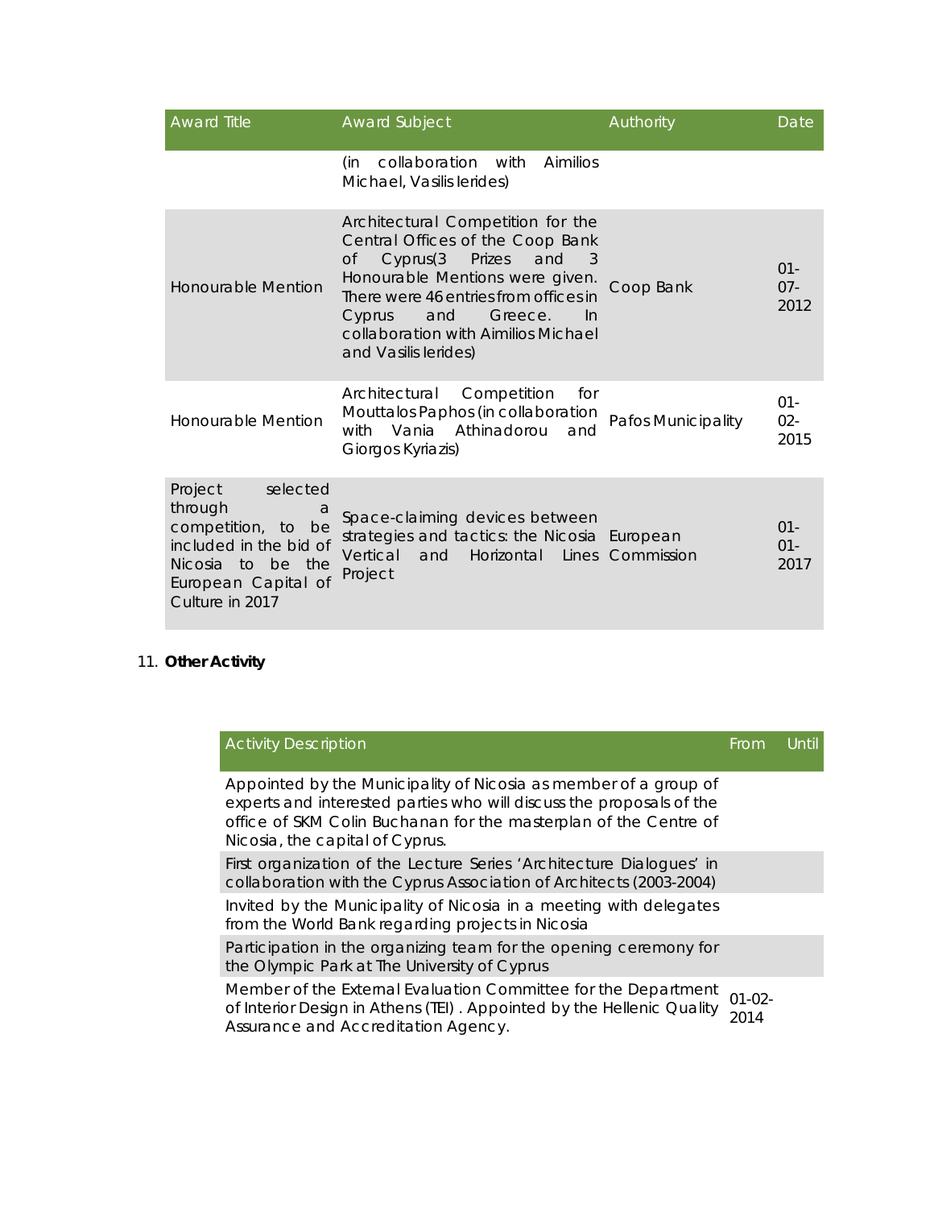| Award Title | Award Subject | Authority | Date |
|---|---|---|---|
| | (in collaboration with Aimilios Michael, Vasilis Ierides) | | |
| Honourable Mention | Architectural Competition for the Central Offices of the Coop Bank of Cyprus(3 Prizes and 3 Honourable Mentions were given. There were 46 entries from offices in Cyprus and Greece. In collaboration with Aimilios Michael and Vasilis Ierides) | Coop Bank | 01-07-2012 |
| Honourable Mention | Architectural Competition for Mouttalos Paphos (in collaboration with Vania Athinadorou and Giorgos Kyriazis) | Pafos Municipality | 01-02-2015 |
| Project selected through a competition, to be included in the bid of Nicosia to be the European Capital of Culture in 2017 | Space-claiming devices between strategies and tactics: the Nicosia Vertical and Horizontal Lines Project | European Commission | 01-01-2017 |

11. **Other Activity**

| Activity Description | From | Until |
|---|---|---|
| Appointed by the Municipality of Nicosia as member of a group of experts and interested parties who will discuss the proposals of the office of SKM Colin Buchanan for the masterplan of the Centre of Nicosia, the capital of Cyprus. | | |
| First organization of the Lecture Series 'Architecture Dialogues' in collaboration with the Cyprus Association of Architects (2003-2004) | | |
| Invited by the Municipality of Nicosia in a meeting with delegates from the World Bank regarding projects in Nicosia | | |
| Participation in the organizing team for the opening ceremony for the Olympic Park at The University of Cyprus | | |
| Member of the External Evaluation Committee for the Department of Interior Design in Athens (TEI) . Appointed by the Hellenic Quality Assurance and Accreditation Agency. | 01-02-2014 | |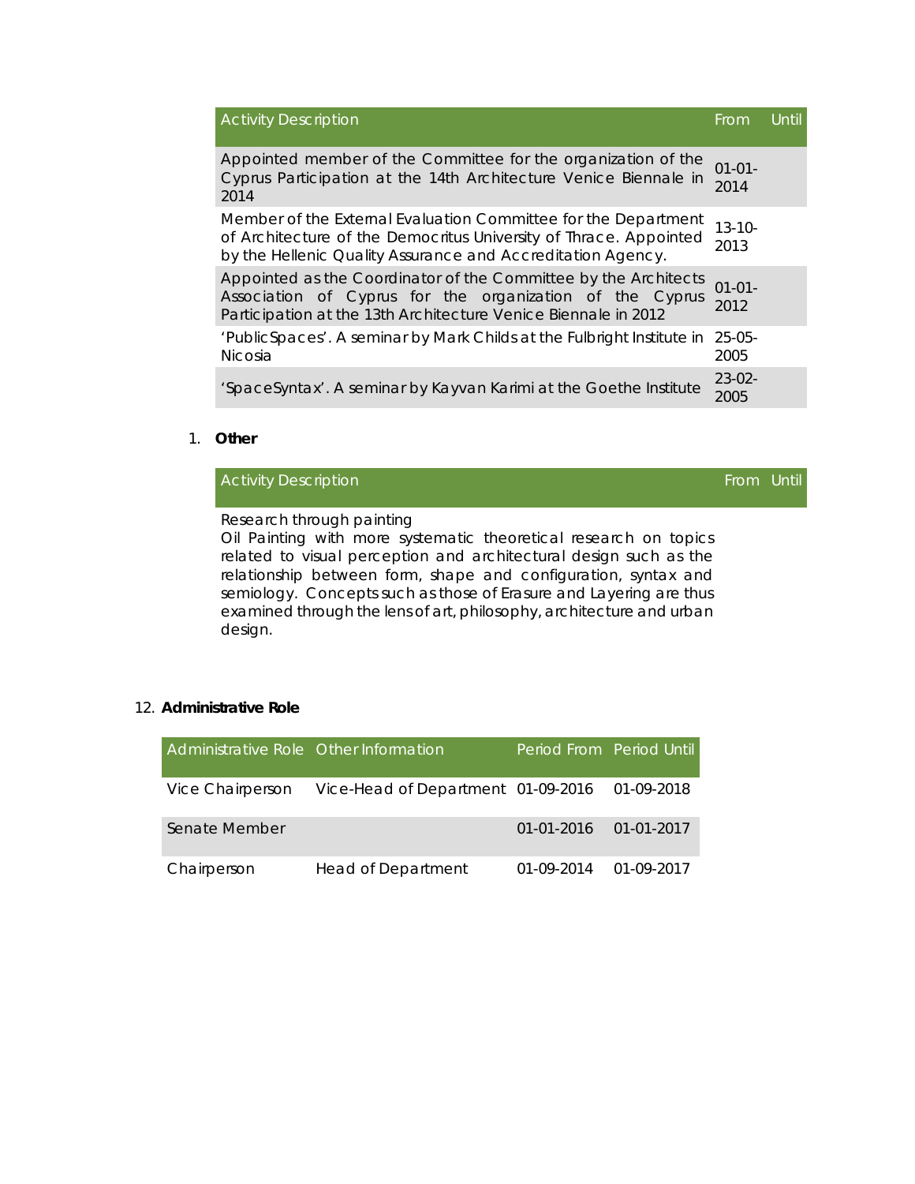| Activity Description | From | Until |
|---|---|---|
| Appointed member of the Committee for the organization of the Cyprus Participation at the 14th Architecture Venice Biennale in 2014 | 01-01-2014 | |
| Member of the External Evaluation Committee for the Department of Architecture of the Democritus University of Thrace. Appointed by the Hellenic Quality Assurance and Accreditation Agency. | 13-10-2013 | |
| Appointed as the Coordinator of the Committee by the Architects Association of Cyprus for the organization of the Cyprus Participation at the 13th Architecture Venice Biennale in 2012 | 01-01-2012 | |
| 'PublicSpaces'. A seminar by Mark Childs at the Fulbright Institute in Nicosia | 25-05-2005 | |
| 'SpaceSyntax'. A seminar by Kayvan Karimi at the Goethe Institute | 23-02-2005 | |

1. **Other**

| Activity Description | From | Until |
|---|---|---|
| Research through painting<br>Oil Painting with more systematic theoretical research on topics related to visual perception and architectural design such as the relationship between form, shape and configuration, syntax and semiology. Concepts such as those of Erasure and Layering are thus examined through the lens of art, philosophy, architecture and urban design. | | |

12. **Administrative Role**

| Administrative Role | Other Information | Period From | Period Until |
|---|---|---|---|
| Vice Chairperson | Vice-Head of Department | 01-09-2016 | 01-09-2018 |
| Senate Member | | 01-01-2016 | 01-01-2017 |
| Chairperson | Head of Department | 01-09-2014 | 01-09-2017 |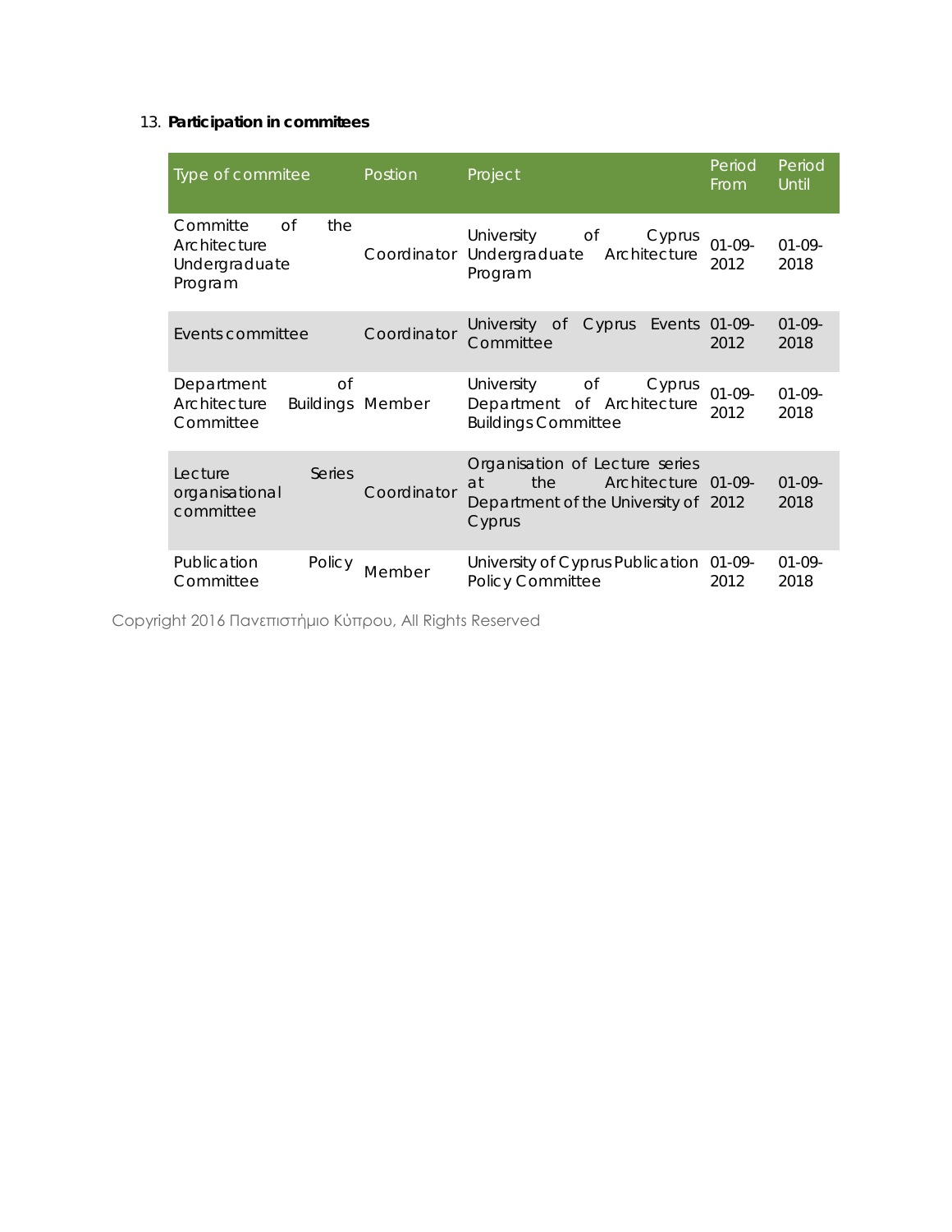13. **Participation in commitees**

| Type of commitee | Postion | Project | Period From | Period Until |
|---|---|---|---|---|
| Committe of the Architecture Undergraduate Program | Coordinator | University of Cyprus Undergraduate Architecture Program | 01-09-2012 | 01-09-2018 |
| Events committee | Coordinator | University of Cyprus Events Committee | 01-09-2012 | 01-09-2018 |
| Department of Architecture Buildings Committee | Member | University of Cyprus Department of Architecture Buildings Committee | 01-09-2012 | 01-09-2018 |
| Lecture Series organisational committee | Coordinator | Organisation of Lecture series at the Architecture Department of the University of Cyprus | 01-09-2012 | 01-09-2018 |
| Publication Policy Committee | Member | University of Cyprus Publication Policy Committee | 01-09-2012 | 01-09-2018 |

Copyright 2016 Πανεπιστήμιο Κύπρου, All Rights Reserved